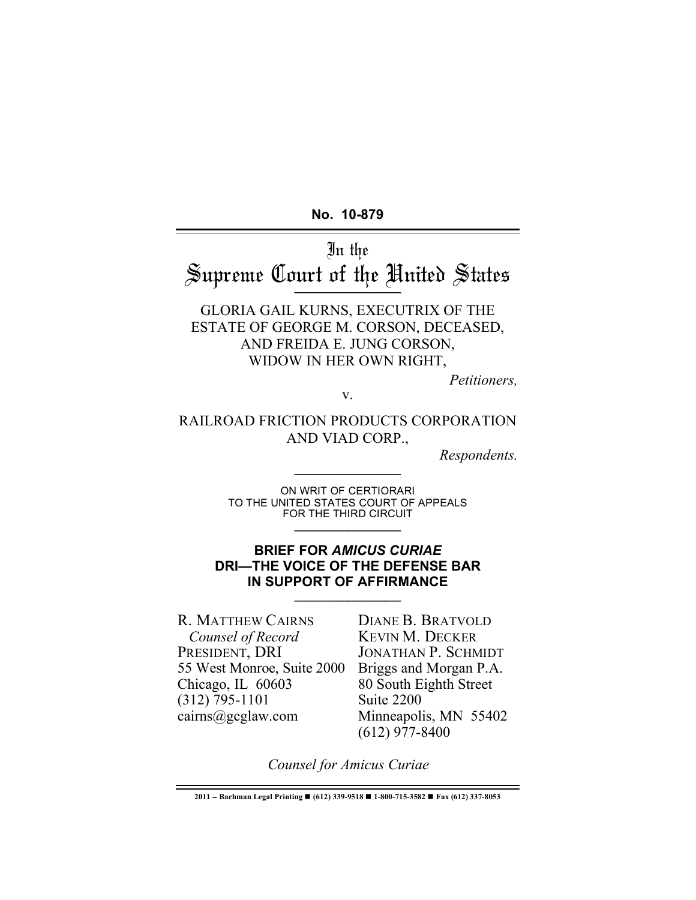**No. 10-879**

# In the Supreme Court of the United States

GLORIA GAIL KURNS, EXECUTRIX OF THE ESTATE OF GEORGE M. CORSON, DECEASED, AND FREIDA E. JUNG CORSON, WIDOW IN HER OWN RIGHT,

*Petitioners,*

v.

RAILROAD FRICTION PRODUCTS CORPORATION AND VIAD CORP.,

*Respondents.*

ON WRIT OF CERTIORARI TO THE UNITED STATES COURT OF APPEALS FOR THE THIRD CIRCUIT

**BRIEF FOR *AMICUS CURIAE* DRI—THE VOICE OF THE DEFENSE BAR IN SUPPORT OF AFFIRMANCE**

R. MATTHEW CAIRNS
*Counsel of Record*
PRESIDENT, DRI
55 West Monroe, Suite 2000
Chicago, IL 60603
(312) 795-1101
cairns@gcglaw.com

DIANE B. BRATVOLD
KEVIN M. DECKER
JONATHAN P. SCHMIDT
Briggs and Morgan P.A.
80 South Eighth Street
Suite 2200
Minneapolis, MN 55402
(612) 977-8400

*Counsel for Amicus Curiae*

2011 – Bachman Legal Printing ■ (612) 339-9518 ■ 1-800-715-3582 ■ Fax (612) 337-8053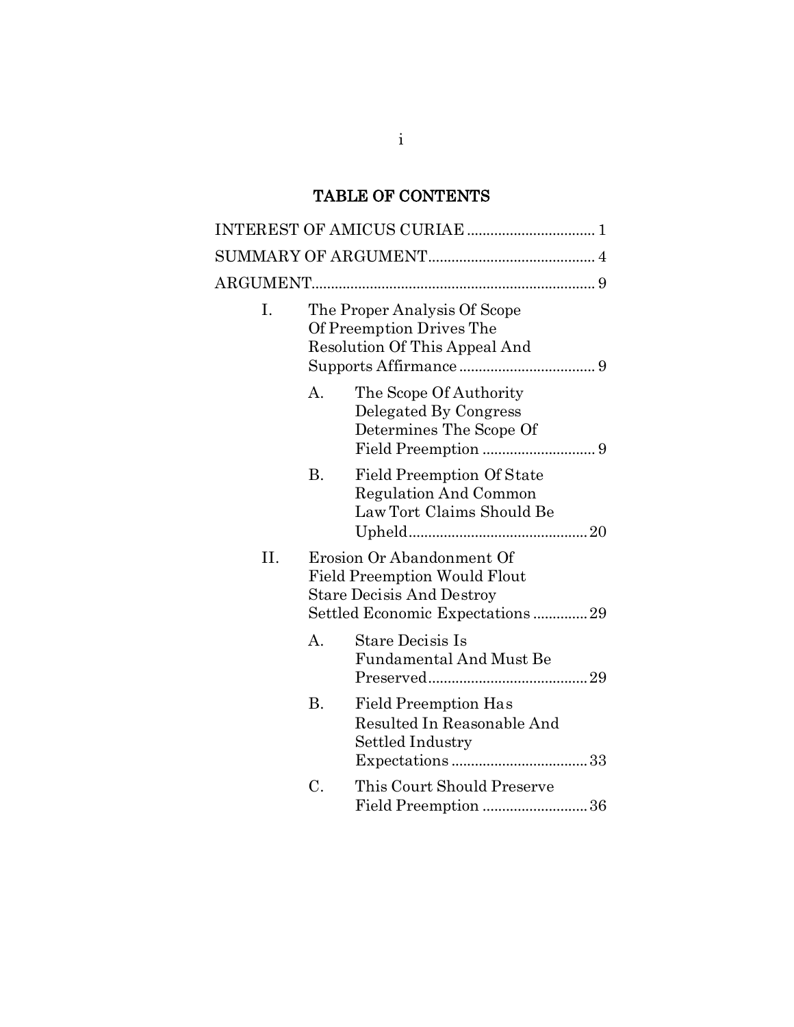# TABLE OF CONTENTS

INTEREST OF AMICUS CURIAE ................................ 1

SUMMARY OF ARGUMENT.......................................... 4

ARGUMENT........................................................................ 9

I. The Proper Analysis Of Scope Of Preemption Drives The Resolution Of This Appeal And Supports Affirmance .................................. 9

   A. The Scope Of Authority Delegated By Congress Determines The Scope Of Field Preemption ............................ 9

   B. Field Preemption Of State Regulation And Common Law Tort Claims Should Be Upheld............................................. 20

II. Erosion Or Abandonment Of Field Preemption Would Flout Stare Decisis And Destroy Settled Economic Expectations ............. 29

   A. Stare Decisis Is Fundamental And Must Be Preserved......................................... 29

   B. Field Preemption Has Resulted In Reasonable And Settled Industry Expectations .................................. 33

   C. This Court Should Preserve Field Preemption .......................... 36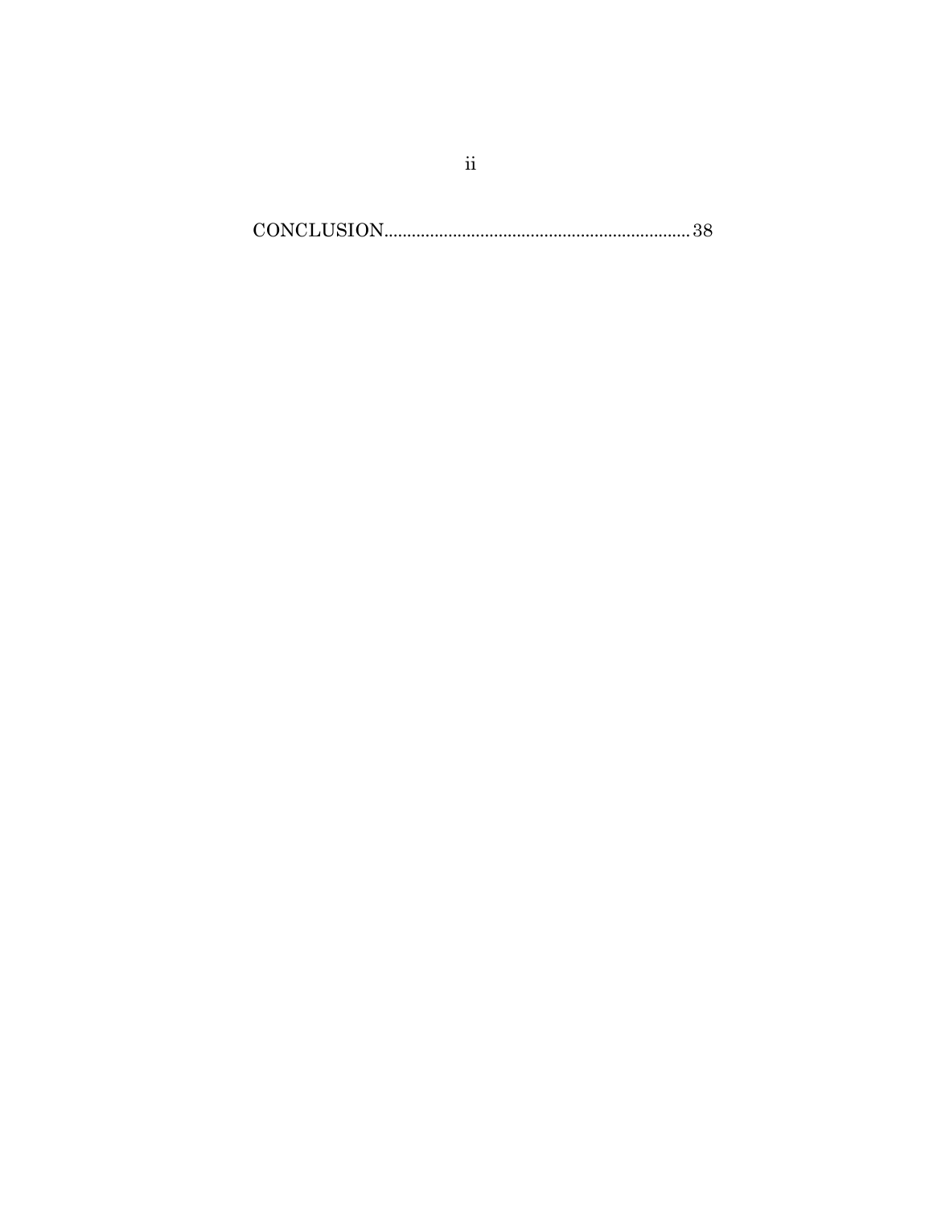CONCLUSION....................................................................38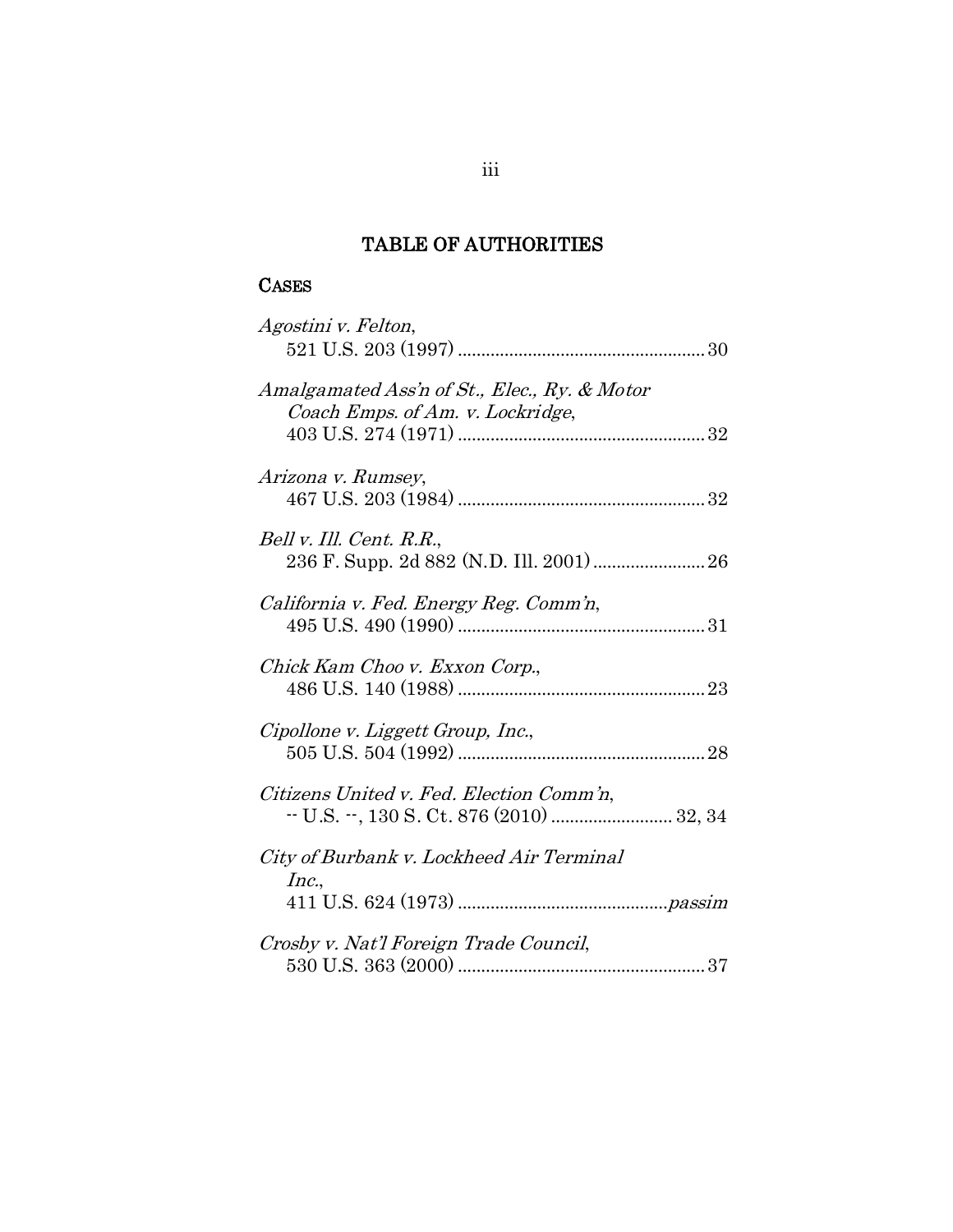## TABLE OF AUTHORITIES

### CASES

*Agostini v. Felton*,
521 U.S. 203 (1997) .................................................... 30

*Amalgamated Ass'n of St., Elec., Ry. & Motor Coach Emps. of Am. v. Lockridge*,
403 U.S. 274 (1971) .................................................... 32

*Arizona v. Rumsey*,
467 U.S. 203 (1984) .................................................... 32

*Bell v. Ill. Cent. R.R.*,
236 F. Supp. 2d 882 (N.D. Ill. 2001) ....................... 26

*California v. Fed. Energy Reg. Comm'n*,
495 U.S. 490 (1990) .................................................... 31

*Chick Kam Choo v. Exxon Corp.*,
486 U.S. 140 (1988) .................................................... 23

*Cipollone v. Liggett Group, Inc.*,
505 U.S. 504 (1992) .................................................... 28

*Citizens United v. Fed. Election Comm'n*,
-- U.S. --, 130 S. Ct. 876 (2010) ......................... 32, 34

*City of Burbank v. Lockheed Air Terminal Inc.*,
411 U.S. 624 (1973) ............................................ *passim*

*Crosby v. Nat'l Foreign Trade Council*,
530 U.S. 363 (2000) .................................................... 37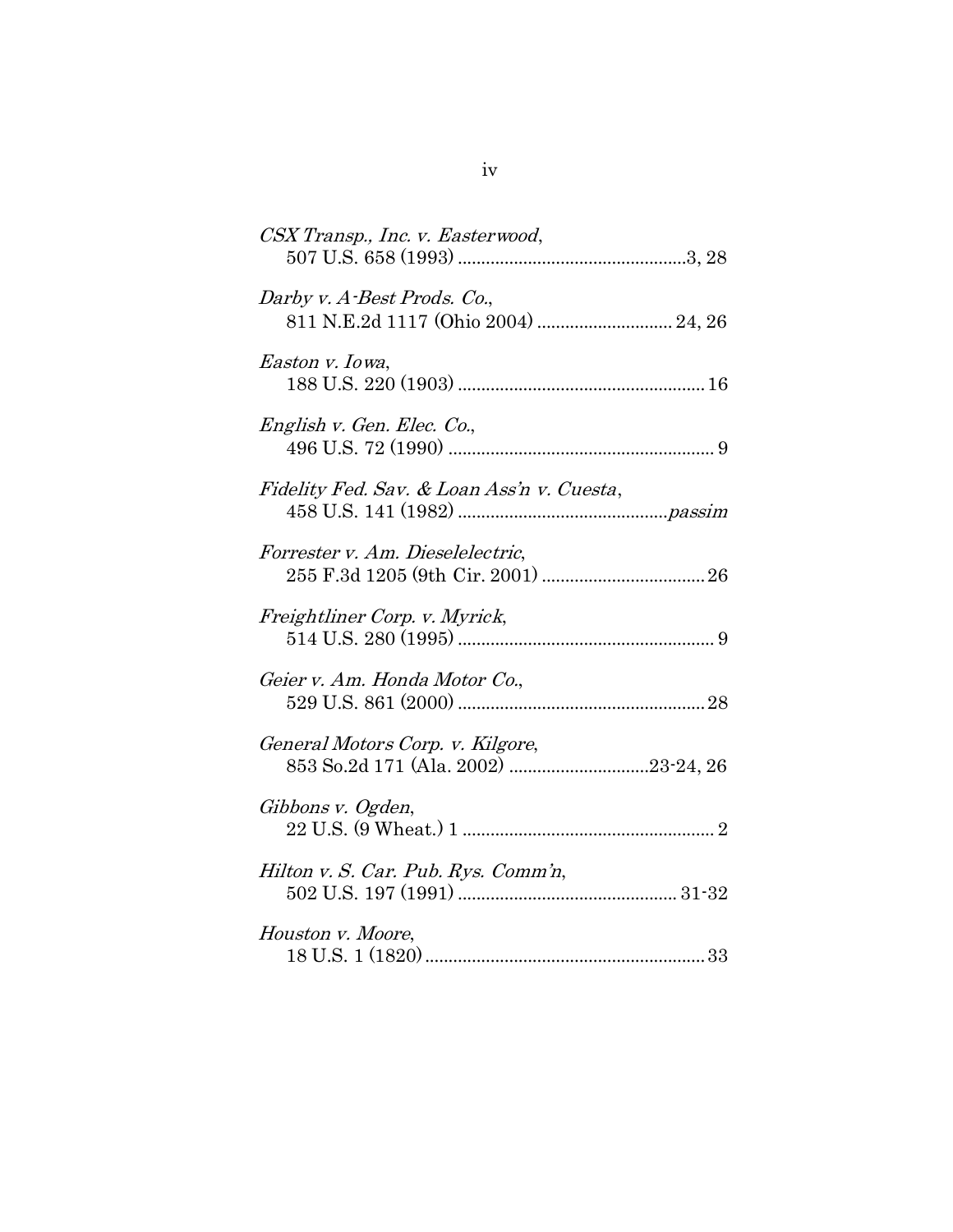*CSX Transp., Inc. v. Easterwood*,
507 U.S. 658 (1993) ................................................3, 28

*Darby v. A-Best Prods. Co.*,
811 N.E.2d 1117 (Ohio 2004) ............................ 24, 26

*Easton v. Iowa*,
188 U.S. 220 (1903) .................................................... 16

*English v. Gen. Elec. Co.*,
496 U.S. 72 (1990) ........................................................ 9

*Fidelity Fed. Sav. & Loan Ass'n v. Cuesta*,
458 U.S. 141 (1982) ............................................*passim*

*Forrester v. Am. Dieselelectric*,
255 F.3d 1205 (9th Cir. 2001) .................................. 26

*Freightliner Corp. v. Myrick*,
514 U.S. 280 (1995) ...................................................... 9

*Geier v. Am. Honda Motor Co.*,
529 U.S. 861 (2000) .................................................... 28

*General Motors Corp. v. Kilgore*,
853 So.2d 171 (Ala. 2002) .............................23-24, 26

*Gibbons v. Ogden*,
22 U.S. (9 Wheat.) 1 ..................................................... 2

*Hilton v. S. Car. Pub. Rys. Comm'n*,
502 U.S. 197 (1991) .............................................. 31-32

*Houston v. Moore*,
18 U.S. 1 (1820) ........................................................... 33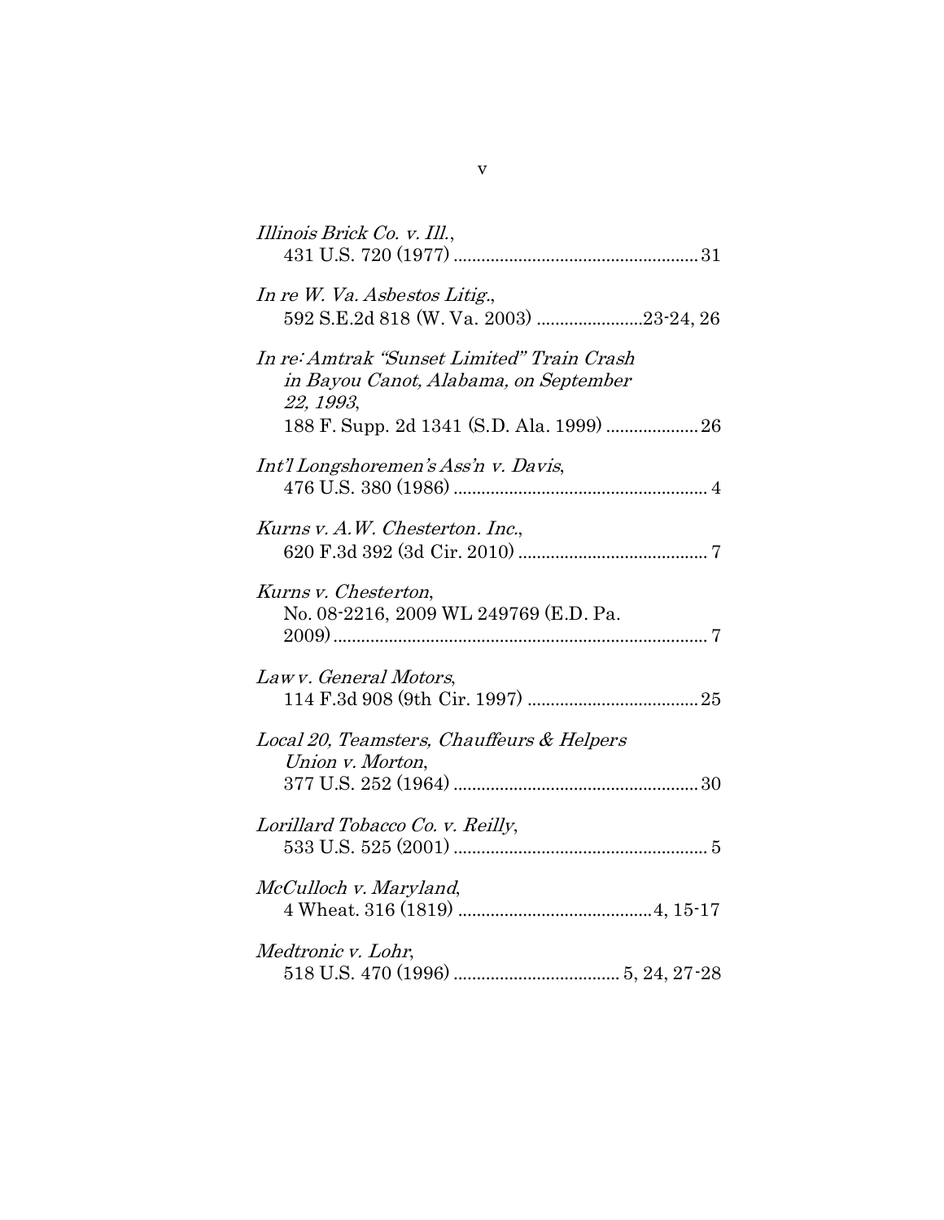*Illinois Brick Co. v. Ill.*,
431 U.S. 720 (1977) .................................................... 31

*In re W. Va. Asbestos Litig.*,
592 S.E.2d 818 (W. Va. 2003) ......................23-24, 26

*In re: Amtrak "Sunset Limited" Train Crash in Bayou Canot, Alabama, on September 22, 1993*,
188 F. Supp. 2d 1341 (S.D. Ala. 1999) .................... 26

*Int'l Longshoremen's Ass'n v. Davis*,
476 U.S. 380 (1986) ...................................................... 4

*Kurns v. A.W. Chesterton. Inc.*,
620 F.3d 392 (3d Cir. 2010) ......................................... 7

*Kurns v. Chesterton*,
No. 08-2216, 2009 WL 249769 (E.D. Pa. 2009) ................................................................................ 7

*Law v. General Motors*,
114 F.3d 908 (9th Cir. 1997) ..................................... 25

*Local 20, Teamsters, Chauffeurs & Helpers Union v. Morton*,
377 U.S. 252 (1964) .................................................... 30

*Lorillard Tobacco Co. v. Reilly*,
533 U.S. 525 (2001) ...................................................... 5

*McCulloch v. Maryland*,
4 Wheat. 316 (1819) .........................................4, 15-17

*Medtronic v. Lohr*,
518 U.S. 470 (1996) ................................... 5, 24, 27-28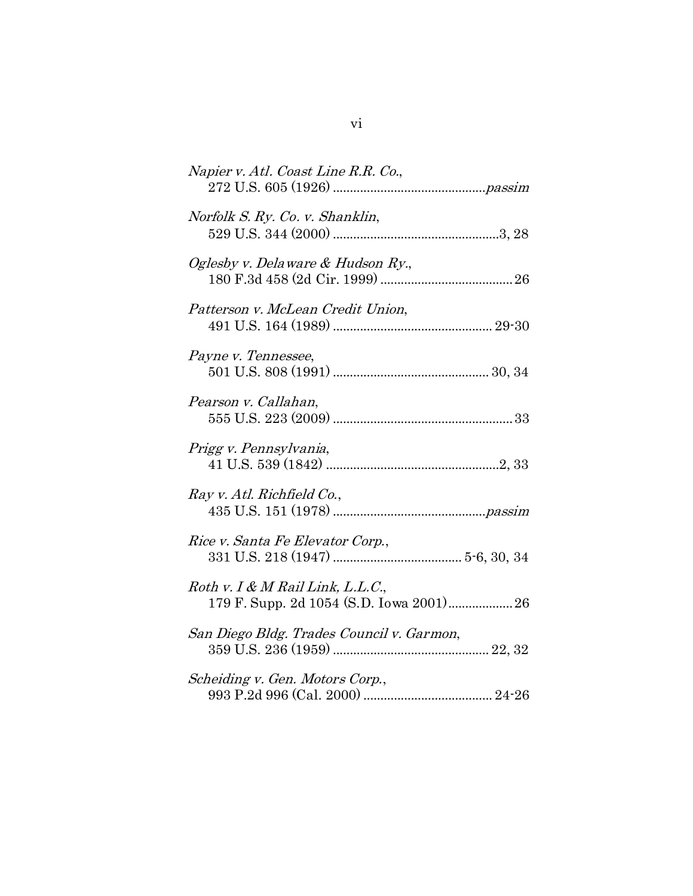*Napier v. Atl. Coast Line R.R. Co.*,
272 U.S. 605 (1926) ............................................*passim*

*Norfolk S. Ry. Co. v. Shanklin*,
529 U.S. 344 (2000) ................................................3, 28

*Oglesby v. Delaware & Hudson Ry.*,
180 F.3d 458 (2d Cir. 1999) ....................................... 26

*Patterson v. McLean Credit Union*,
491 U.S. 164 (1989) .............................................. 29-30

*Payne v. Tennessee*,
501 U.S. 808 (1991) ............................................. 30, 34

*Pearson v. Callahan*,
555 U.S. 223 (2009) .................................................... 33

*Prigg v. Pennsylvania*,
41 U.S. 539 (1842) ..................................................2, 33

*Ray v. Atl. Richfield Co.*,
435 U.S. 151 (1978) ............................................*passim*

*Rice v. Santa Fe Elevator Corp.*,
331 U.S. 218 (1947) ...................................... 5-6, 30, 34

*Roth v. I & M Rail Link, L.L.C.*,
179 F. Supp. 2d 1054 (S.D. Iowa 2001).................. 26

*San Diego Bldg. Trades Council v. Garmon*,
359 U.S. 236 (1959) ............................................. 22, 32

*Scheiding v. Gen. Motors Corp.*,
993 P.2d 996 (Cal. 2000) ...................................... 24-26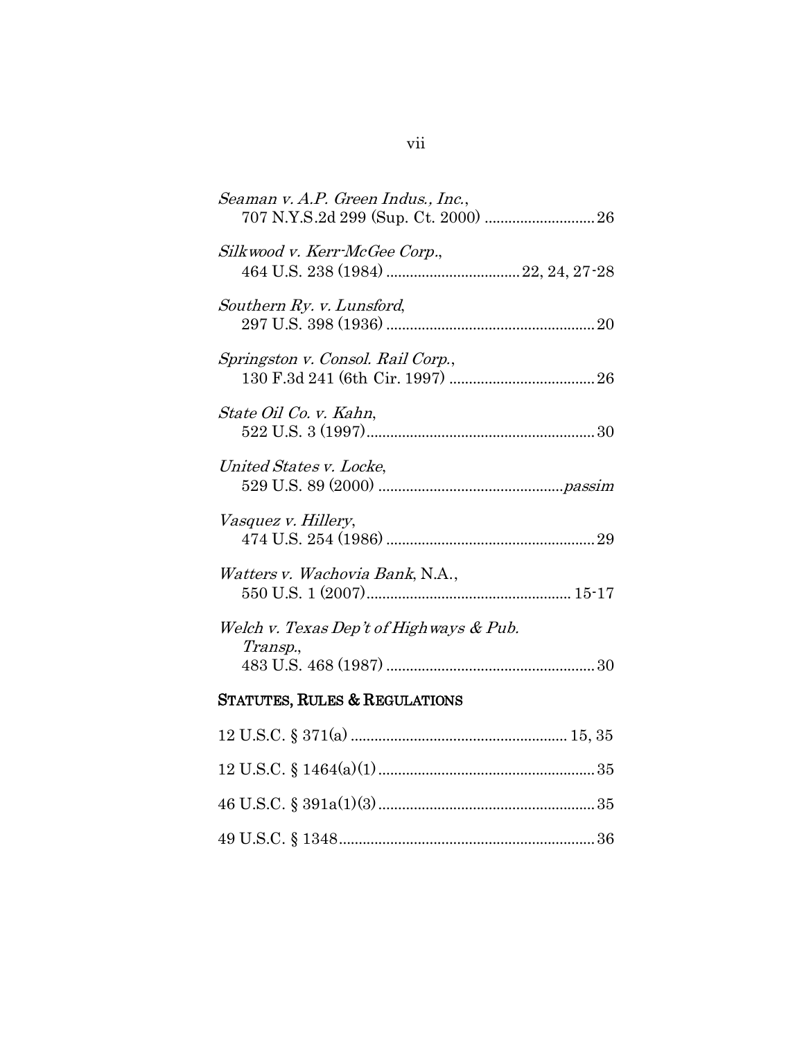*Seaman v. A.P. Green Indus., Inc.*,
707 N.Y.S.2d 299 (Sup. Ct. 2000) ............................ 26

*Silkwood v. Kerr-McGee Corp.*,
464 U.S. 238 (1984) .................................. 22, 24, 27-28

*Southern Ry. v. Lunsford*,
297 U.S. 398 (1936) ..................................................... 20

*Springston v. Consol. Rail Corp.*,
130 F.3d 241 (6th Cir. 1997) ..................................... 26

*State Oil Co. v. Kahn*,
522 U.S. 3 (1997)........................................................... 30

*United States v. Locke*,
529 U.S. 89 (2000) ............................................... *passim*

*Vasquez v. Hillery*,
474 U.S. 254 (1986) ..................................................... 29

*Watters v. Wachovia Bank*, N.A.,
550 U.S. 1 (2007).................................................... 15-17

*Welch v. Texas Dep't of Highways & Pub. Transp.*,
483 U.S. 468 (1987) ..................................................... 30

## STATUTES, RULES & REGULATIONS

12 U.S.C. § 371(a) ...................................................... 15, 35

12 U.S.C. § 1464(a)(1) ....................................................... 35

46 U.S.C. § 391a(1)(3) ....................................................... 35

49 U.S.C. § 1348................................................................. 36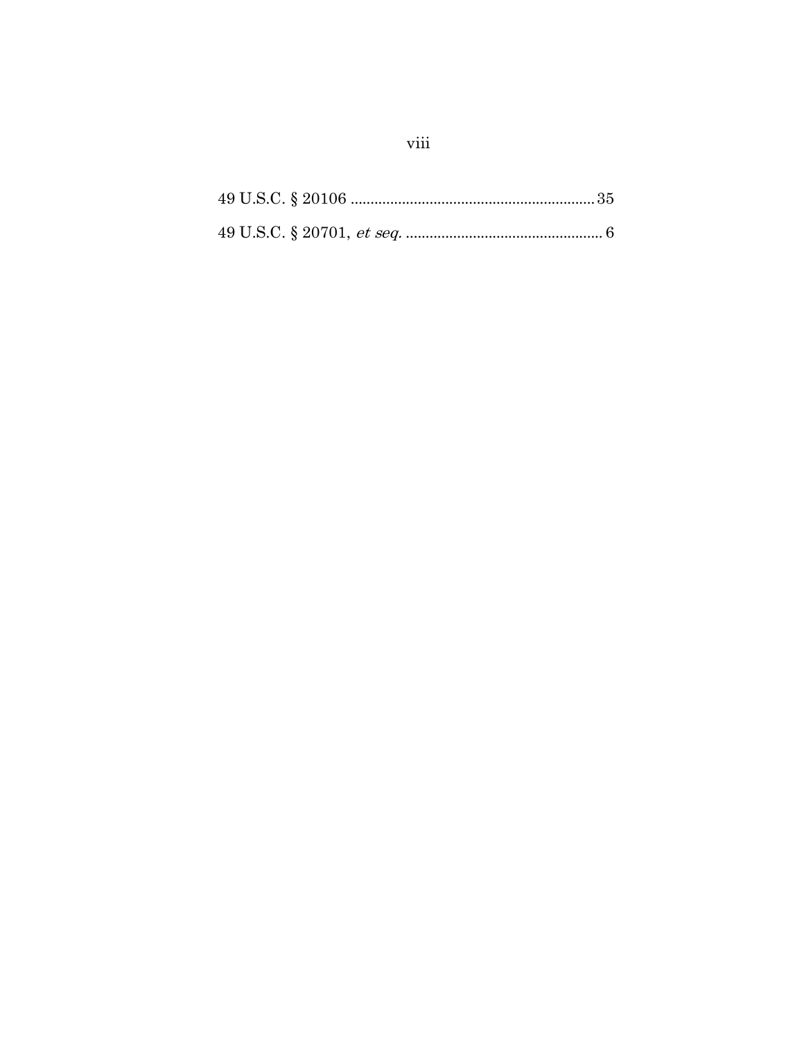49 U.S.C. § 20106 .............................................................. 35

49 U.S.C. § 20701, *et seq.* .................................................. 6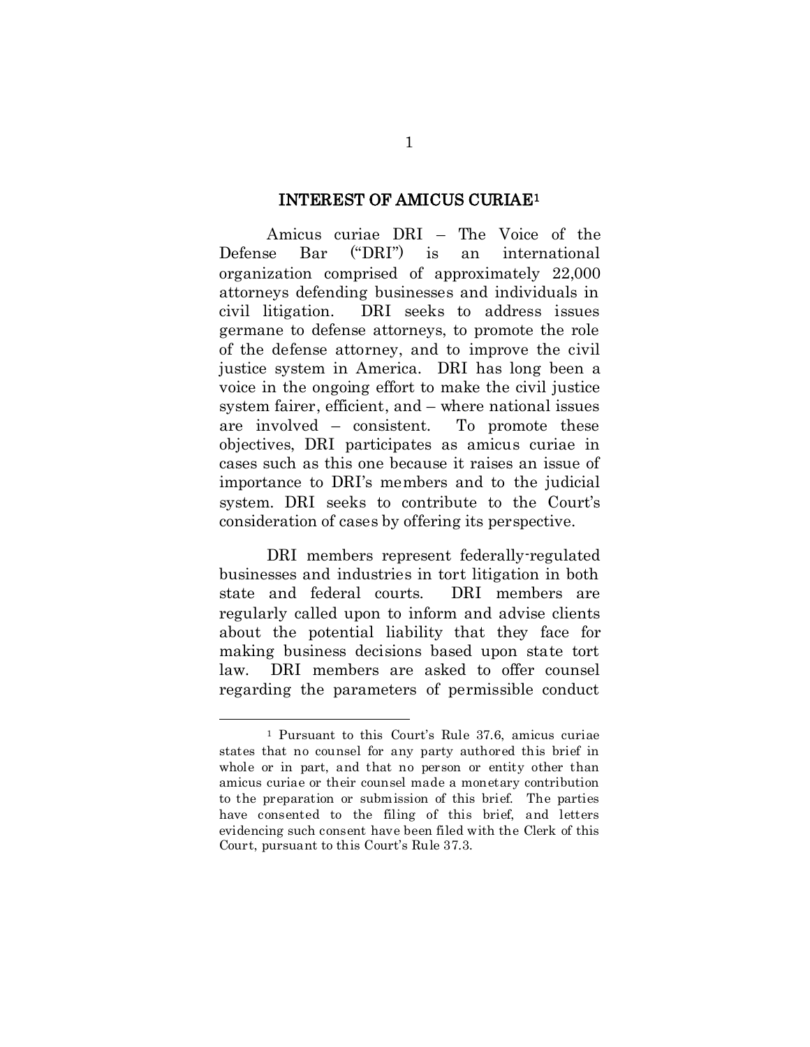## INTEREST OF AMICUS CURIAE[1]

Amicus curiae DRI – The Voice of the Defense Bar ("DRI") is an international organization comprised of approximately 22,000 attorneys defending businesses and individuals in civil litigation. DRI seeks to address issues germane to defense attorneys, to promote the role of the defense attorney, and to improve the civil justice system in America. DRI has long been a voice in the ongoing effort to make the civil justice system fairer, efficient, and – where national issues are involved – consistent. To promote these objectives, DRI participates as amicus curiae in cases such as this one because it raises an issue of importance to DRI's members and to the judicial system. DRI seeks to contribute to the Court's consideration of cases by offering its perspective.

DRI members represent federally-regulated businesses and industries in tort litigation in both state and federal courts. DRI members are regularly called upon to inform and advise clients about the potential liability that they face for making business decisions based upon state tort law. DRI members are asked to offer counsel regarding the parameters of permissible conduct

---

[1] Pursuant to this Court's Rule 37.6, amicus curiae states that no counsel for any party authored this brief in whole or in part, and that no person or entity other than amicus curiae or their counsel made a monetary contribution to the preparation or submission of this brief. The parties have consented to the filing of this brief, and letters evidencing such consent have been filed with the Clerk of this Court, pursuant to this Court's Rule 37.3.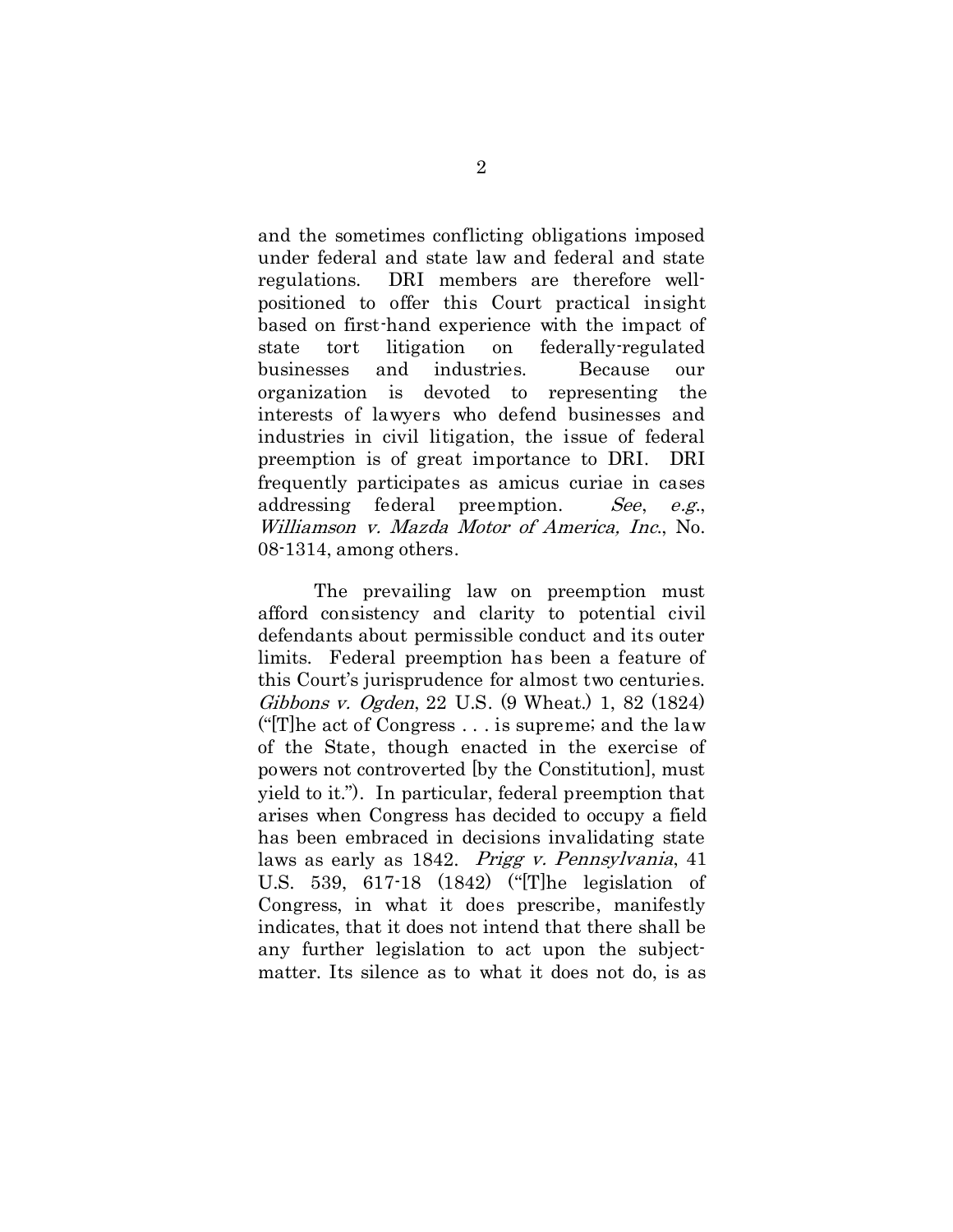and the sometimes conflicting obligations imposed under federal and state law and federal and state regulations. DRI members are therefore well-positioned to offer this Court practical insight based on first-hand experience with the impact of state tort litigation on federally-regulated businesses and industries. Because our organization is devoted to representing the interests of lawyers who defend businesses and industries in civil litigation, the issue of federal preemption is of great importance to DRI. DRI frequently participates as amicus curiae in cases addressing federal preemption. *See*, *e.g.*, *Williamson v. Mazda Motor of America, Inc.*, No. 08-1314, among others.

The prevailing law on preemption must afford consistency and clarity to potential civil defendants about permissible conduct and its outer limits. Federal preemption has been a feature of this Court's jurisprudence for almost two centuries. *Gibbons v. Ogden*, 22 U.S. (9 Wheat.) 1, 82 (1824) ("[T]he act of Congress . . . is supreme; and the law of the State, though enacted in the exercise of powers not controverted [by the Constitution], must yield to it."). In particular, federal preemption that arises when Congress has decided to occupy a field has been embraced in decisions invalidating state laws as early as 1842. *Prigg v. Pennsylvania*, 41 U.S. 539, 617-18 (1842) ("[T]he legislation of Congress, in what it does prescribe, manifestly indicates, that it does not intend that there shall be any further legislation to act upon the subject-matter. Its silence as to what it does not do, is as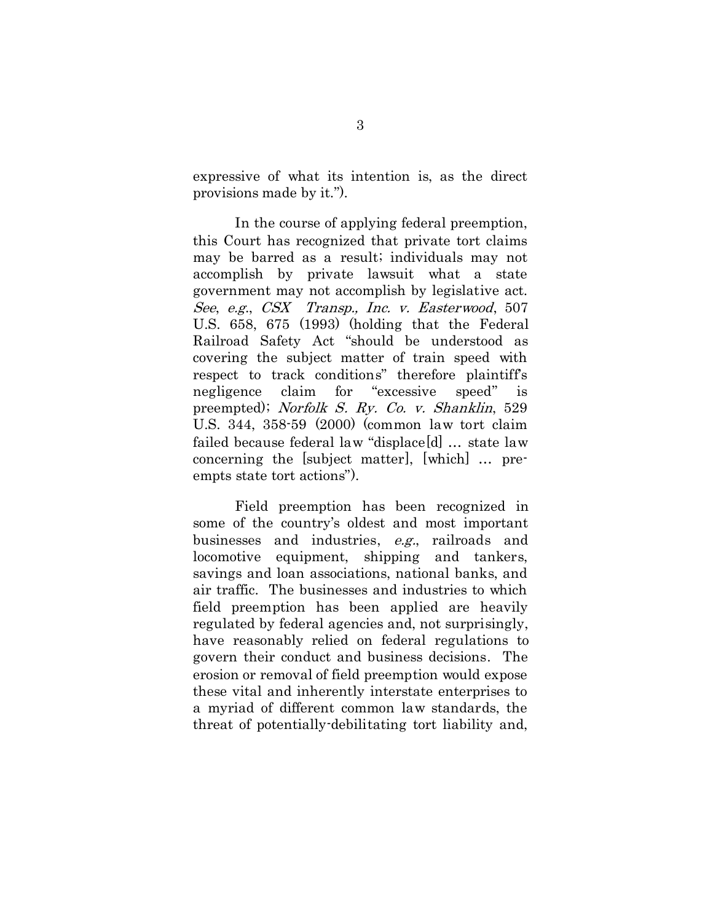expressive of what its intention is, as the direct provisions made by it.").

In the course of applying federal preemption, this Court has recognized that private tort claims may be barred as a result; individuals may not accomplish by private lawsuit what a state government may not accomplish by legislative act. *See*, *e.g.*, *CSX Transp., Inc. v. Easterwood*, 507 U.S. 658, 675 (1993) (holding that the Federal Railroad Safety Act "should be understood as covering the subject matter of train speed with respect to track conditions" therefore plaintiff's negligence claim for "excessive speed" is preempted); *Norfolk S. Ry. Co. v. Shanklin*, 529 U.S. 344, 358-59 (2000) (common law tort claim failed because federal law "displace[d] … state law concerning the [subject matter], [which] … pre-empts state tort actions").

Field preemption has been recognized in some of the country's oldest and most important businesses and industries, *e.g.*, railroads and locomotive equipment, shipping and tankers, savings and loan associations, national banks, and air traffic. The businesses and industries to which field preemption has been applied are heavily regulated by federal agencies and, not surprisingly, have reasonably relied on federal regulations to govern their conduct and business decisions. The erosion or removal of field preemption would expose these vital and inherently interstate enterprises to a myriad of different common law standards, the threat of potentially-debilitating tort liability and,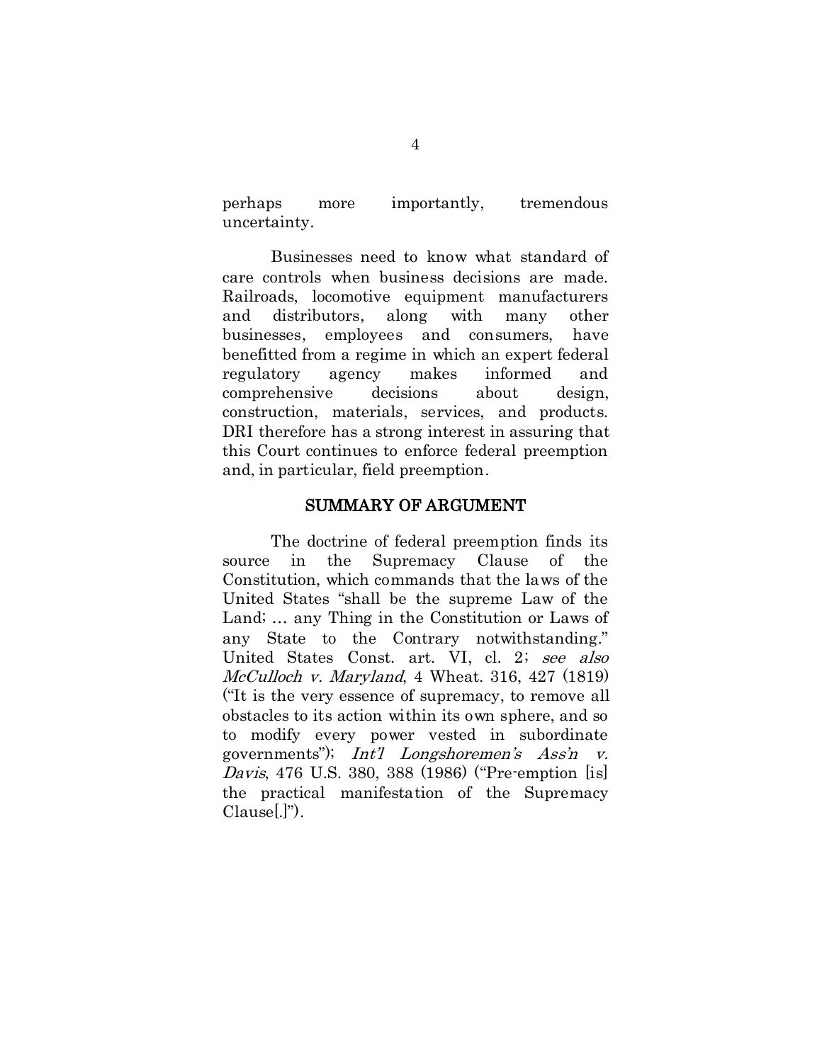perhaps more importantly, tremendous uncertainty.

Businesses need to know what standard of care controls when business decisions are made. Railroads, locomotive equipment manufacturers and distributors, along with many other businesses, employees and consumers, have benefitted from a regime in which an expert federal regulatory agency makes informed and comprehensive decisions about design, construction, materials, services, and products. DRI therefore has a strong interest in assuring that this Court continues to enforce federal preemption and, in particular, field preemption.

## SUMMARY OF ARGUMENT

The doctrine of federal preemption finds its source in the Supremacy Clause of the Constitution, which commands that the laws of the United States "shall be the supreme Law of the Land; … any Thing in the Constitution or Laws of any State to the Contrary notwithstanding." United States Const. art. VI, cl. 2; *see also McCulloch v. Maryland*, 4 Wheat. 316, 427 (1819) ("It is the very essence of supremacy, to remove all obstacles to its action within its own sphere, and so to modify every power vested in subordinate governments"); *Int'l Longshoremen's Ass'n v. Davis*, 476 U.S. 380, 388 (1986) ("Pre-emption [is] the practical manifestation of the Supremacy Clause[.]").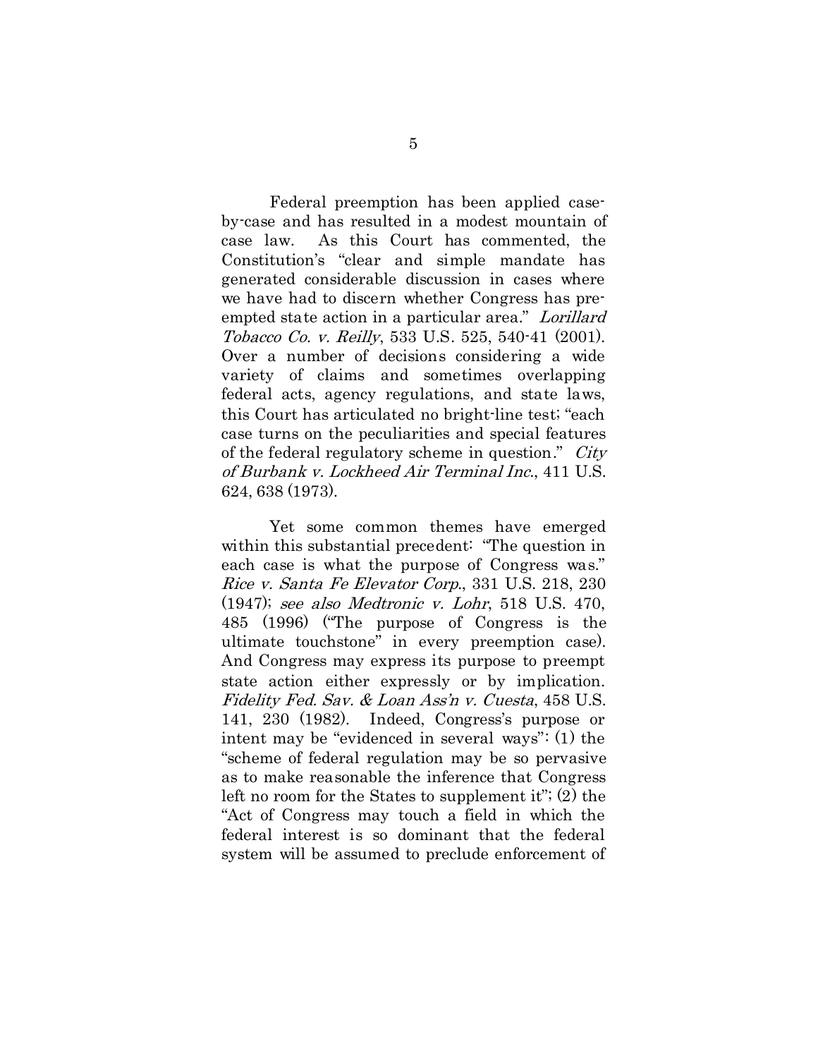Federal preemption has been applied case-by-case and has resulted in a modest mountain of case law. As this Court has commented, the Constitution's "clear and simple mandate has generated considerable discussion in cases where we have had to discern whether Congress has pre-empted state action in a particular area." *Lorillard Tobacco Co. v. Reilly*, 533 U.S. 525, 540-41 (2001). Over a number of decisions considering a wide variety of claims and sometimes overlapping federal acts, agency regulations, and state laws, this Court has articulated no bright-line test; "each case turns on the peculiarities and special features of the federal regulatory scheme in question." *City of Burbank v. Lockheed Air Terminal Inc.*, 411 U.S. 624, 638 (1973).

Yet some common themes have emerged within this substantial precedent: "The question in each case is what the purpose of Congress was." *Rice v. Santa Fe Elevator Corp.*, 331 U.S. 218, 230 (1947); *see also Medtronic v. Lohr*, 518 U.S. 470, 485 (1996) ("The purpose of Congress is the ultimate touchstone" in every preemption case). And Congress may express its purpose to preempt state action either expressly or by implication. *Fidelity Fed. Sav. & Loan Ass'n v. Cuesta*, 458 U.S. 141, 230 (1982). Indeed, Congress's purpose or intent may be "evidenced in several ways": (1) the "scheme of federal regulation may be so pervasive as to make reasonable the inference that Congress left no room for the States to supplement it"; (2) the "Act of Congress may touch a field in which the federal interest is so dominant that the federal system will be assumed to preclude enforcement of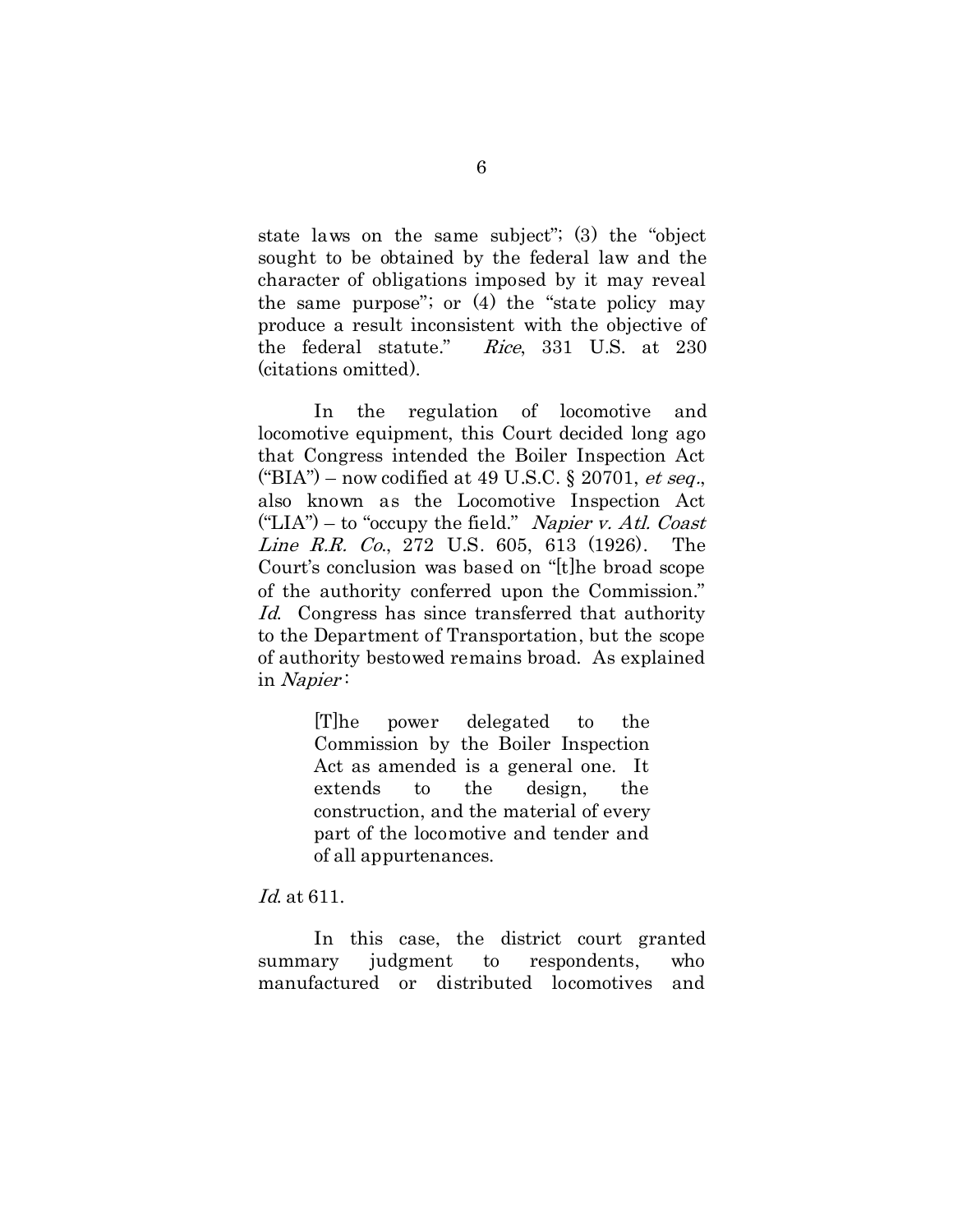state laws on the same subject"; (3) the "object sought to be obtained by the federal law and the character of obligations imposed by it may reveal the same purpose"; or (4) the "state policy may produce a result inconsistent with the objective of the federal statute." *Rice*, 331 U.S. at 230 (citations omitted).

In the regulation of locomotive and locomotive equipment, this Court decided long ago that Congress intended the Boiler Inspection Act ("BIA") – now codified at 49 U.S.C. § 20701, *et seq*., also known as the Locomotive Inspection Act ("LIA") – to "occupy the field." *Napier v. Atl. Coast Line R.R. Co*., 272 U.S. 605, 613 (1926). The Court's conclusion was based on "[t]he broad scope of the authority conferred upon the Commission." *Id*. Congress has since transferred that authority to the Department of Transportation, but the scope of authority bestowed remains broad. As explained in *Napier*:

> [T]he power delegated to the Commission by the Boiler Inspection Act as amended is a general one. It extends to the design, the construction, and the material of every part of the locomotive and tender and of all appurtenances.

*Id*. at 611.

In this case, the district court granted summary judgment to respondents, who manufactured or distributed locomotives and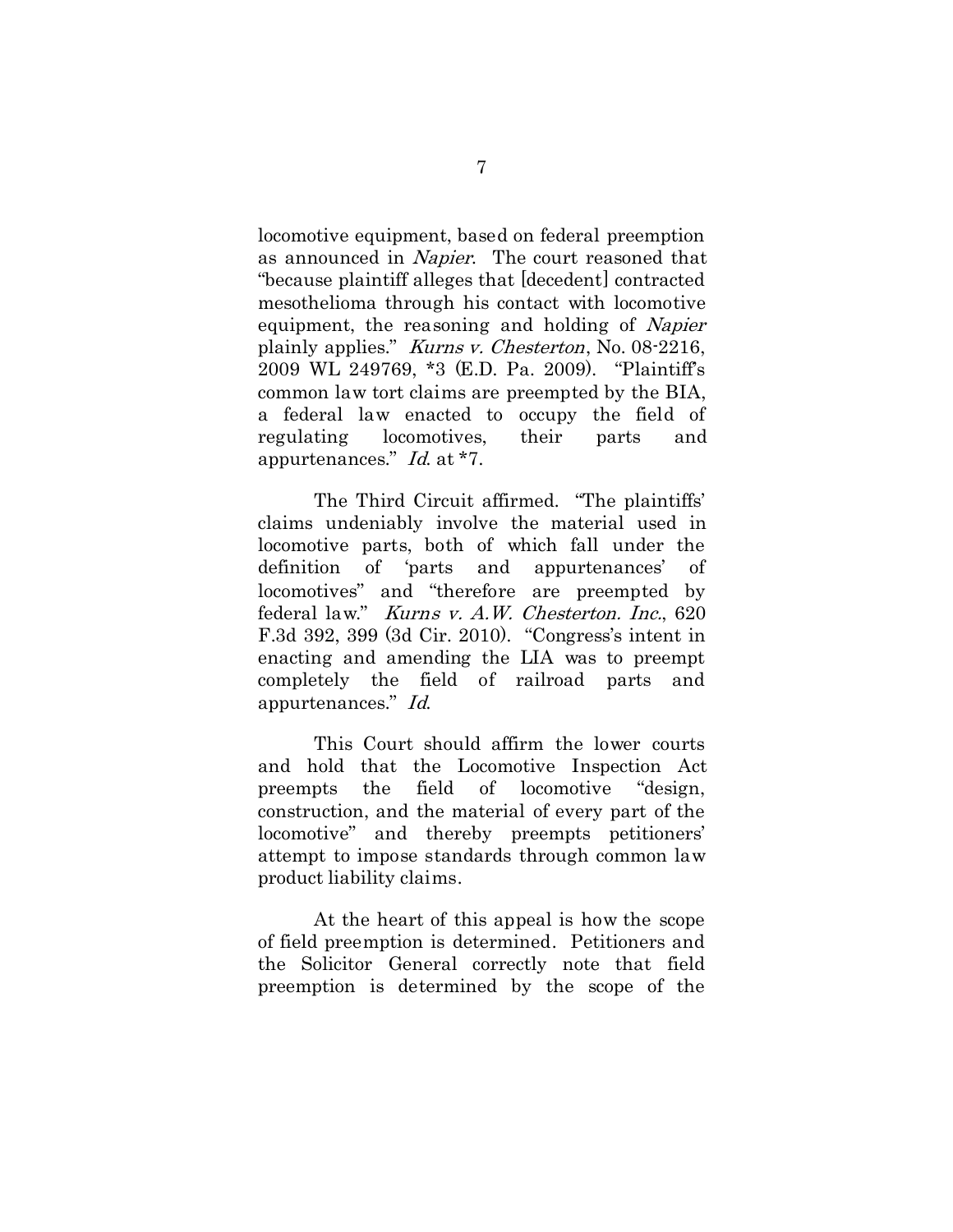locomotive equipment, based on federal preemption as announced in *Napier*. The court reasoned that "because plaintiff alleges that [decedent] contracted mesothelioma through his contact with locomotive equipment, the reasoning and holding of *Napier* plainly applies." *Kurns v. Chesterton*, No. 08-2216, 2009 WL 249769, *3 (E.D. Pa. 2009). "Plaintiff's common law tort claims are preempted by the BIA, a federal law enacted to occupy the field of regulating locomotives, their parts and appurtenances." *Id.* at *7.

The Third Circuit affirmed. "The plaintiffs' claims undeniably involve the material used in locomotive parts, both of which fall under the definition of 'parts and appurtenances' of locomotives" and "therefore are preempted by federal law." *Kurns v. A.W. Chesterton. Inc.*, 620 F.3d 392, 399 (3d Cir. 2010). "Congress's intent in enacting and amending the LIA was to preempt completely the field of railroad parts and appurtenances." *Id.*

This Court should affirm the lower courts and hold that the Locomotive Inspection Act preempts the field of locomotive "design, construction, and the material of every part of the locomotive" and thereby preempts petitioners' attempt to impose standards through common law product liability claims.

At the heart of this appeal is how the scope of field preemption is determined. Petitioners and the Solicitor General correctly note that field preemption is determined by the scope of the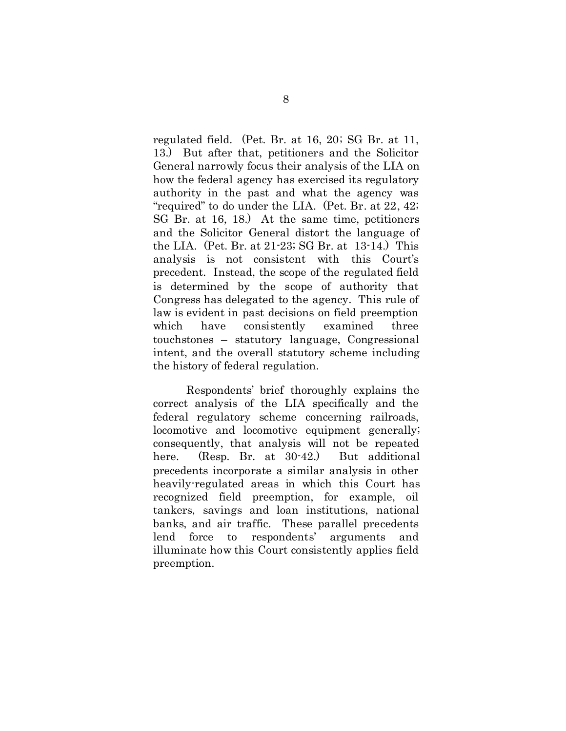regulated field. (Pet. Br. at 16, 20; SG Br. at 11, 13.) But after that, petitioners and the Solicitor General narrowly focus their analysis of the LIA on how the federal agency has exercised its regulatory authority in the past and what the agency was "required" to do under the LIA. (Pet. Br. at 22, 42; SG Br. at 16, 18.) At the same time, petitioners and the Solicitor General distort the language of the LIA. (Pet. Br. at 21-23; SG Br. at 13-14.) This analysis is not consistent with this Court's precedent. Instead, the scope of the regulated field is determined by the scope of authority that Congress has delegated to the agency. This rule of law is evident in past decisions on field preemption which have consistently examined three touchstones – statutory language, Congressional intent, and the overall statutory scheme including the history of federal regulation.

Respondents' brief thoroughly explains the correct analysis of the LIA specifically and the federal regulatory scheme concerning railroads, locomotive and locomotive equipment generally; consequently, that analysis will not be repeated here. (Resp. Br. at 30-42.) But additional precedents incorporate a similar analysis in other heavily-regulated areas in which this Court has recognized field preemption, for example, oil tankers, savings and loan institutions, national banks, and air traffic. These parallel precedents lend force to respondents' arguments and illuminate how this Court consistently applies field preemption.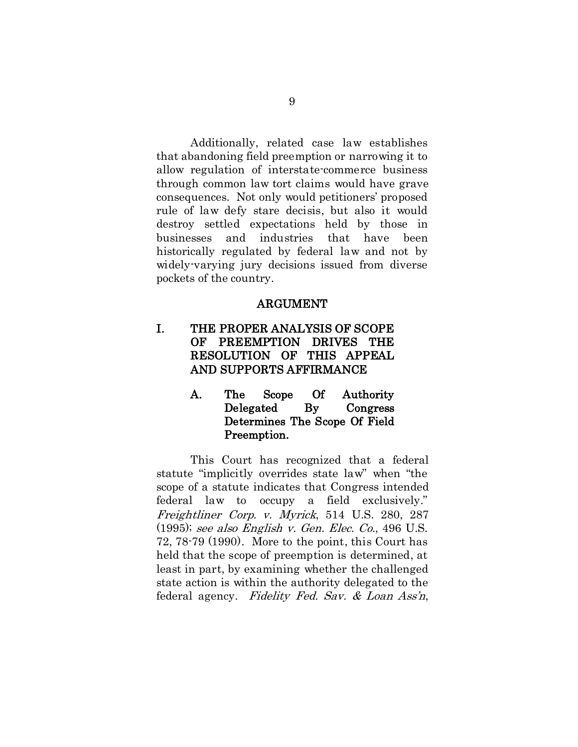Additionally, related case law establishes that abandoning field preemption or narrowing it to allow regulation of interstate-commerce business through common law tort claims would have grave consequences. Not only would petitioners' proposed rule of law defy stare decisis, but also it would destroy settled expectations held by those in businesses and industries that have been historically regulated by federal law and not by widely-varying jury decisions issued from diverse pockets of the country.

## ARGUMENT

### I. THE PROPER ANALYSIS OF SCOPE OF PREEMPTION DRIVES THE RESOLUTION OF THIS APPEAL AND SUPPORTS AFFIRMANCE

#### A. The Scope Of Authority Delegated By Congress Determines The Scope Of Field Preemption.

This Court has recognized that a federal statute "implicitly overrides state law" when "the scope of a statute indicates that Congress intended federal law to occupy a field exclusively." *Freightliner Corp. v. Myrick*, 514 U.S. 280, 287 (1995); *see also English v. Gen. Elec. Co.*, 496 U.S. 72, 78-79 (1990). More to the point, this Court has held that the scope of preemption is determined, at least in part, by examining whether the challenged state action is within the authority delegated to the federal agency. *Fidelity Fed. Sav. & Loan Ass'n*,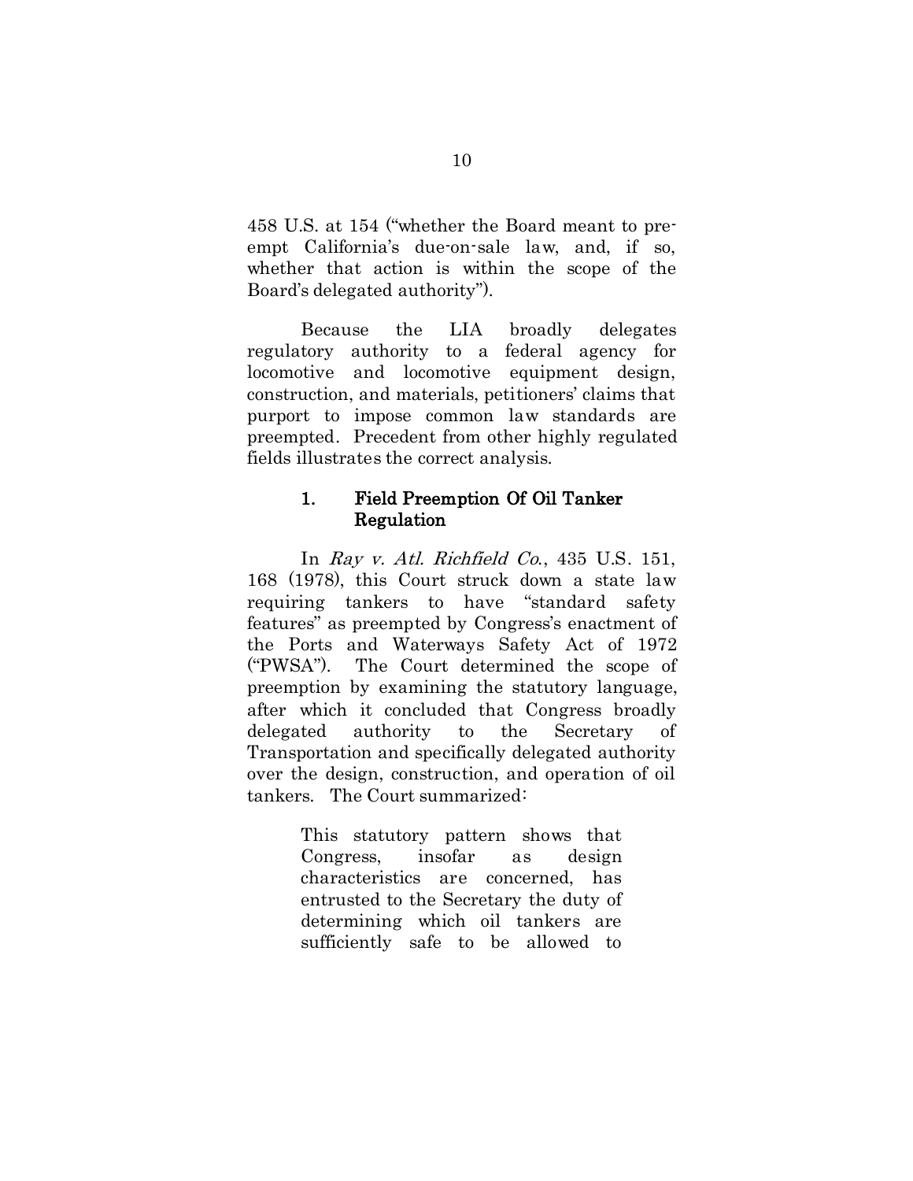458 U.S. at 154 ("whether the Board meant to pre-empt California's due-on-sale law, and, if so, whether that action is within the scope of the Board's delegated authority").

Because the LIA broadly delegates regulatory authority to a federal agency for locomotive and locomotive equipment design, construction, and materials, petitioners' claims that purport to impose common law standards are preempted. Precedent from other highly regulated fields illustrates the correct analysis.

### 1. Field Preemption Of Oil Tanker Regulation

In *Ray v. Atl. Richfield Co.*, 435 U.S. 151, 168 (1978), this Court struck down a state law requiring tankers to have "standard safety features" as preempted by Congress's enactment of the Ports and Waterways Safety Act of 1972 ("PWSA"). The Court determined the scope of preemption by examining the statutory language, after which it concluded that Congress broadly delegated authority to the Secretary of Transportation and specifically delegated authority over the design, construction, and operation of oil tankers. The Court summarized:

> This statutory pattern shows that Congress, insofar as design characteristics are concerned, has entrusted to the Secretary the duty of determining which oil tankers are sufficiently safe to be allowed to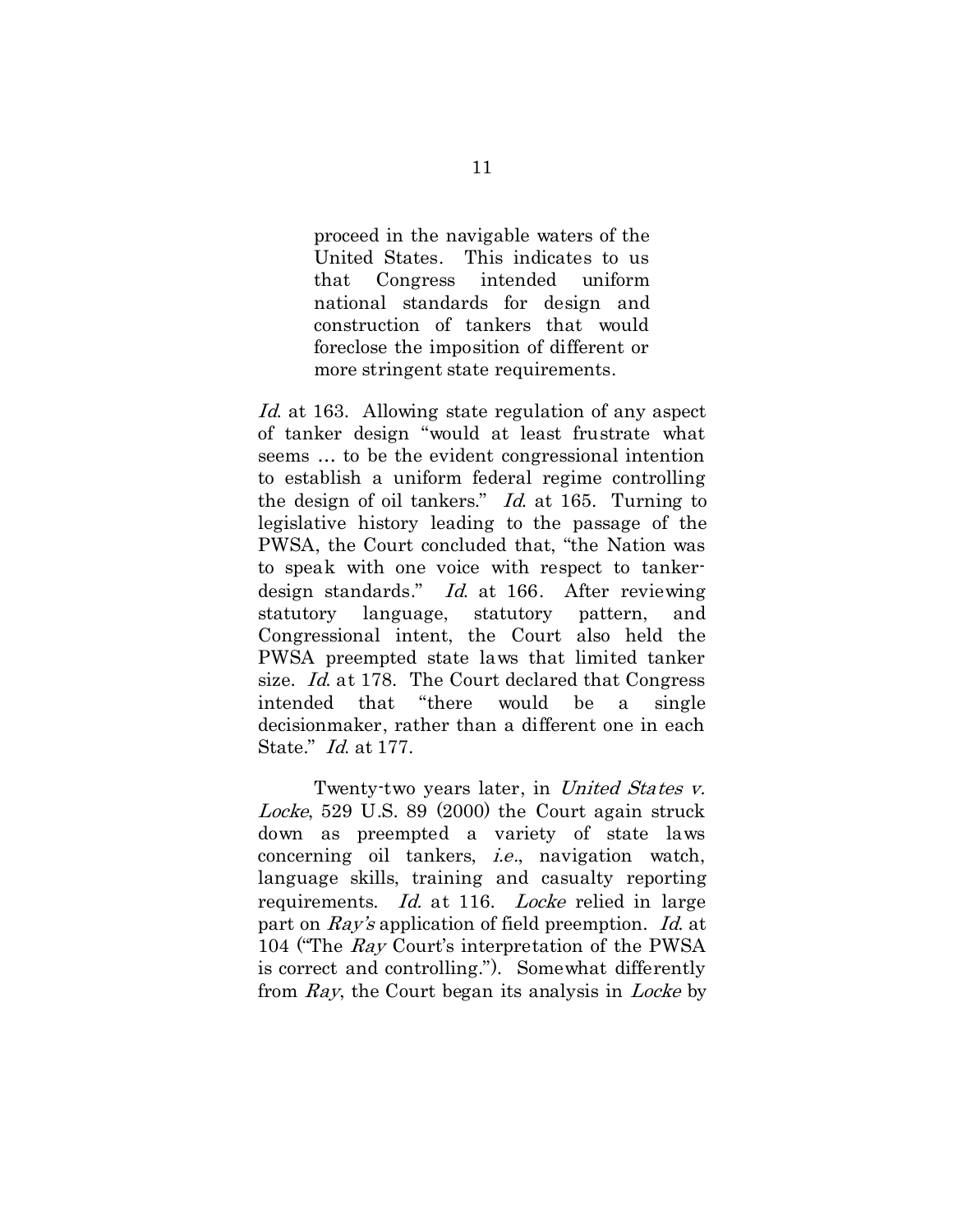> proceed in the navigable waters of the United States. This indicates to us that Congress intended uniform national standards for design and construction of tankers that would foreclose the imposition of different or more stringent state requirements.

*Id.* at 163. Allowing state regulation of any aspect of tanker design "would at least frustrate what seems … to be the evident congressional intention to establish a uniform federal regime controlling the design of oil tankers." *Id.* at 165. Turning to legislative history leading to the passage of the PWSA, the Court concluded that, "the Nation was to speak with one voice with respect to tanker-design standards." *Id.* at 166. After reviewing statutory language, statutory pattern, and Congressional intent, the Court also held the PWSA preempted state laws that limited tanker size. *Id.* at 178. The Court declared that Congress intended that "there would be a single decisionmaker, rather than a different one in each State." *Id.* at 177.

Twenty-two years later, in *United States v. Locke*, 529 U.S. 89 (2000) the Court again struck down as preempted a variety of state laws concerning oil tankers, *i.e.*, navigation watch, language skills, training and casualty reporting requirements. *Id.* at 116. *Locke* relied in large part on *Ray's* application of field preemption. *Id.* at 104 ("The *Ray* Court's interpretation of the PWSA is correct and controlling."). Somewhat differently from *Ray*, the Court began its analysis in *Locke* by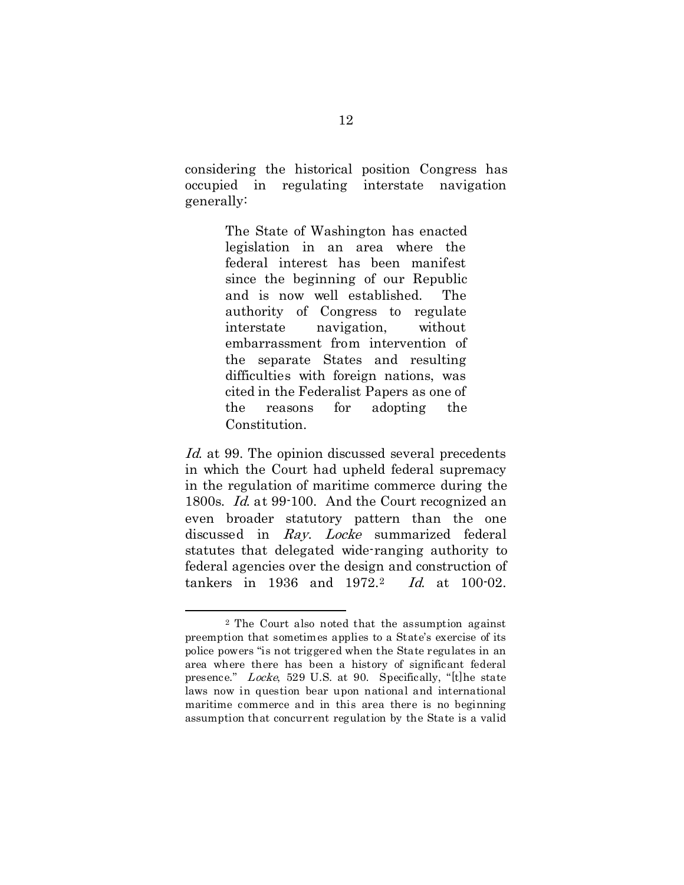considering the historical position Congress has occupied in regulating interstate navigation generally:

> The State of Washington has enacted legislation in an area where the federal interest has been manifest since the beginning of our Republic and is now well established. The authority of Congress to regulate interstate navigation, without embarrassment from intervention of the separate States and resulting difficulties with foreign nations, was cited in the Federalist Papers as one of the reasons for adopting the Constitution.

*Id.* at 99. The opinion discussed several precedents in which the Court had upheld federal supremacy in the regulation of maritime commerce during the 1800s. *Id.* at 99-100. And the Court recognized an even broader statutory pattern than the one discussed in *Ray*. *Locke* summarized federal statutes that delegated wide-ranging authority to federal agencies over the design and construction of tankers in 1936 and 1972.[2] *Id.* at 100-02.

---

[2] The Court also noted that the assumption against preemption that sometimes applies to a State's exercise of its police powers "is not triggered when the State regulates in an area where there has been a history of significant federal presence." *Locke*, 529 U.S. at 90. Specifically, "[t]he state laws now in question bear upon national and international maritime commerce and in this area there is no beginning assumption that concurrent regulation by the State is a valid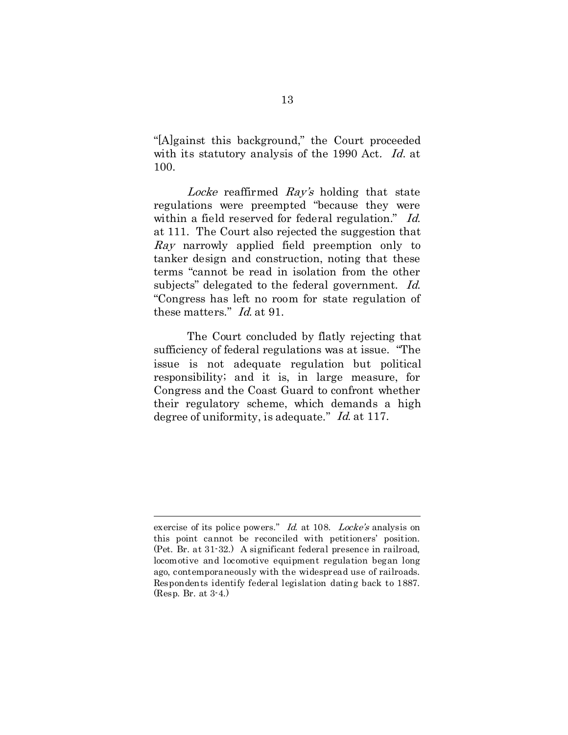"[A]gainst this background," the Court proceeded with its statutory analysis of the 1990 Act. *Id.* at 100.

*Locke* reaffirmed *Ray's* holding that state regulations were preempted "because they were within a field reserved for federal regulation." *Id.* at 111. The Court also rejected the suggestion that *Ray* narrowly applied field preemption only to tanker design and construction, noting that these terms "cannot be read in isolation from the other subjects" delegated to the federal government. *Id.* "Congress has left no room for state regulation of these matters." *Id.* at 91.

The Court concluded by flatly rejecting that sufficiency of federal regulations was at issue. "The issue is not adequate regulation but political responsibility; and it is, in large measure, for Congress and the Coast Guard to confront whether their regulatory scheme, which demands a high degree of uniformity, is adequate." *Id.* at 117.

---

exercise of its police powers." *Id.* at 108. *Locke's* analysis on this point cannot be reconciled with petitioners' position. (Pet. Br. at 31-32.) A significant federal presence in railroad, locomotive and locomotive equipment regulation began long ago, contemporaneously with the widespread use of railroads. Respondents identify federal legislation dating back to 1887. (Resp. Br. at 3-4.)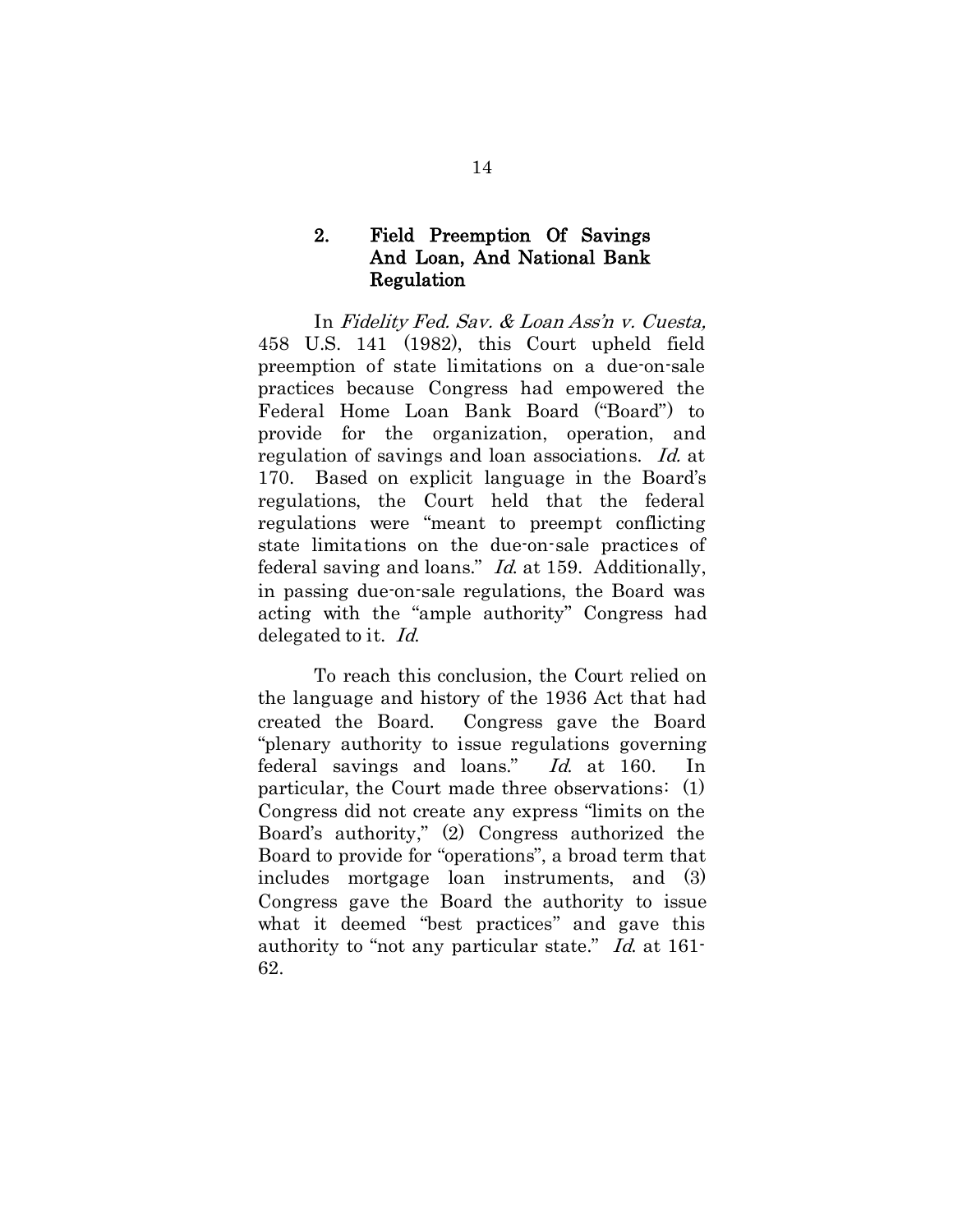### 2. Field Preemption Of Savings And Loan, And National Bank Regulation

In *Fidelity Fed. Sav. & Loan Ass'n v. Cuesta,* 458 U.S. 141 (1982), this Court upheld field preemption of state limitations on a due-on-sale practices because Congress had empowered the Federal Home Loan Bank Board ("Board") to provide for the organization, operation, and regulation of savings and loan associations. *Id.* at 170. Based on explicit language in the Board's regulations, the Court held that the federal regulations were "meant to preempt conflicting state limitations on the due-on-sale practices of federal saving and loans." *Id.* at 159. Additionally, in passing due-on-sale regulations, the Board was acting with the "ample authority" Congress had delegated to it. *Id.*

To reach this conclusion, the Court relied on the language and history of the 1936 Act that had created the Board. Congress gave the Board "plenary authority to issue regulations governing federal savings and loans." *Id.* at 160. In particular, the Court made three observations: (1) Congress did not create any express "limits on the Board's authority," (2) Congress authorized the Board to provide for "operations", a broad term that includes mortgage loan instruments, and (3) Congress gave the Board the authority to issue what it deemed "best practices" and gave this authority to "not any particular state." *Id.* at 161-62.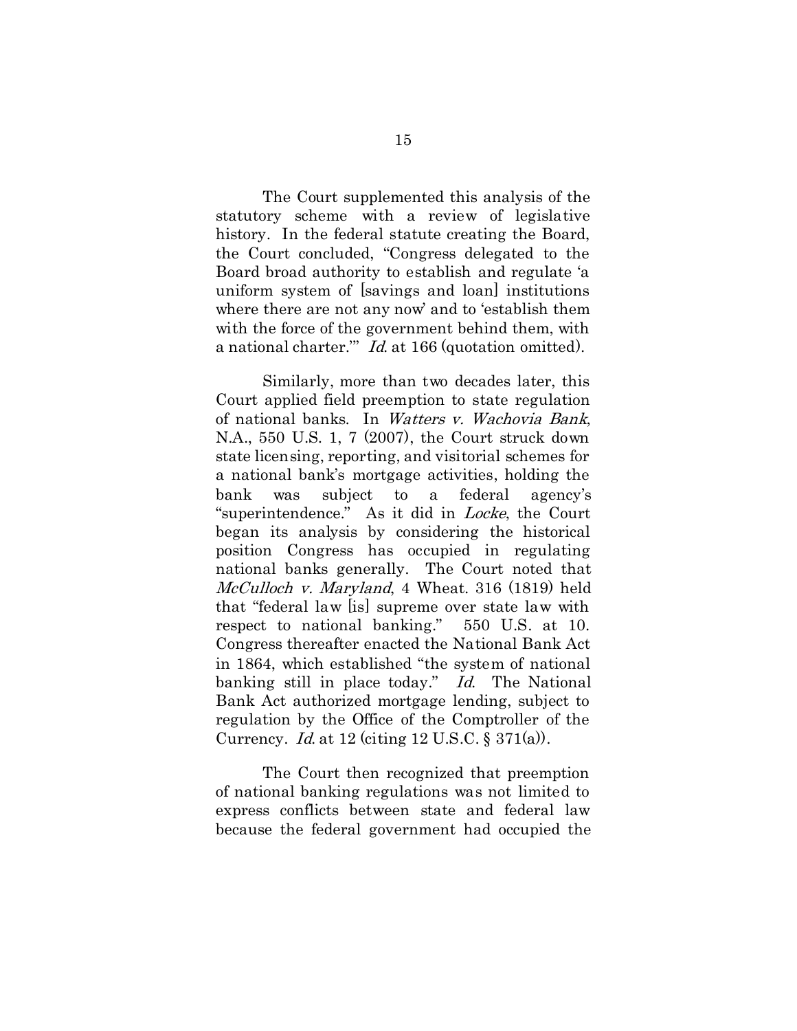The Court supplemented this analysis of the statutory scheme with a review of legislative history. In the federal statute creating the Board, the Court concluded, "Congress delegated to the Board broad authority to establish and regulate 'a uniform system of [savings and loan] institutions where there are not any now' and to 'establish them with the force of the government behind them, with a national charter.'" *Id.* at 166 (quotation omitted).

Similarly, more than two decades later, this Court applied field preemption to state regulation of national banks. In *Watters v. Wachovia Bank*, N.A., 550 U.S. 1, 7 (2007), the Court struck down state licensing, reporting, and visitorial schemes for a national bank's mortgage activities, holding the bank was subject to a federal agency's "superintendence." As it did in *Locke*, the Court began its analysis by considering the historical position Congress has occupied in regulating national banks generally. The Court noted that *McCulloch v. Maryland*, 4 Wheat. 316 (1819) held that "federal law [is] supreme over state law with respect to national banking." 550 U.S. at 10. Congress thereafter enacted the National Bank Act in 1864, which established "the system of national banking still in place today." *Id.* The National Bank Act authorized mortgage lending, subject to regulation by the Office of the Comptroller of the Currency. *Id.* at 12 (citing 12 U.S.C. § 371(a)).

The Court then recognized that preemption of national banking regulations was not limited to express conflicts between state and federal law because the federal government had occupied the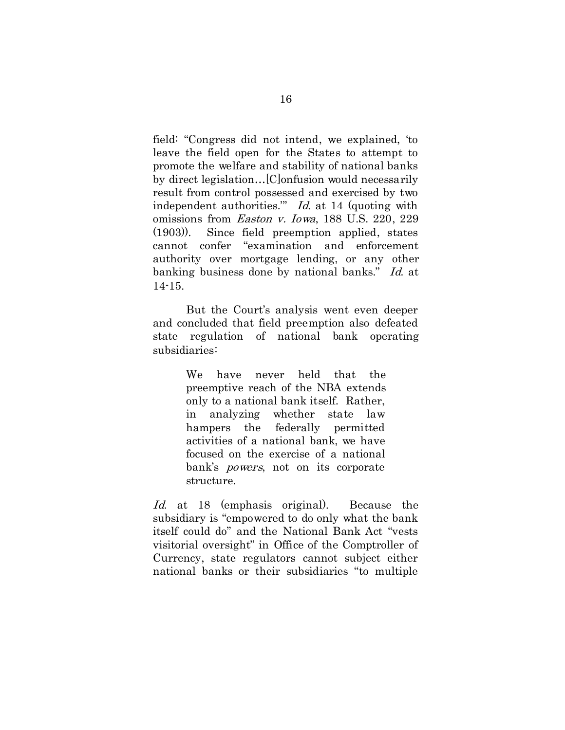field: "Congress did not intend, we explained, 'to leave the field open for the States to attempt to promote the welfare and stability of national banks by direct legislation…[C]onfusion would necessarily result from control possessed and exercised by two independent authorities.'" *Id.* at 14 (quoting with omissions from *Easton v. Iowa*, 188 U.S. 220, 229 (1903)). Since field preemption applied, states cannot confer "examination and enforcement authority over mortgage lending, or any other banking business done by national banks." *Id.* at 14-15.

But the Court's analysis went even deeper and concluded that field preemption also defeated state regulation of national bank operating subsidiaries:

> We have never held that the preemptive reach of the NBA extends only to a national bank itself. Rather, in analyzing whether state law hampers the federally permitted activities of a national bank, we have focused on the exercise of a national bank's *powers*, not on its corporate structure.

*Id.* at 18 (emphasis original). Because the subsidiary is "empowered to do only what the bank itself could do" and the National Bank Act "vests visitorial oversight" in Office of the Comptroller of Currency, state regulators cannot subject either national banks or their subsidiaries "to multiple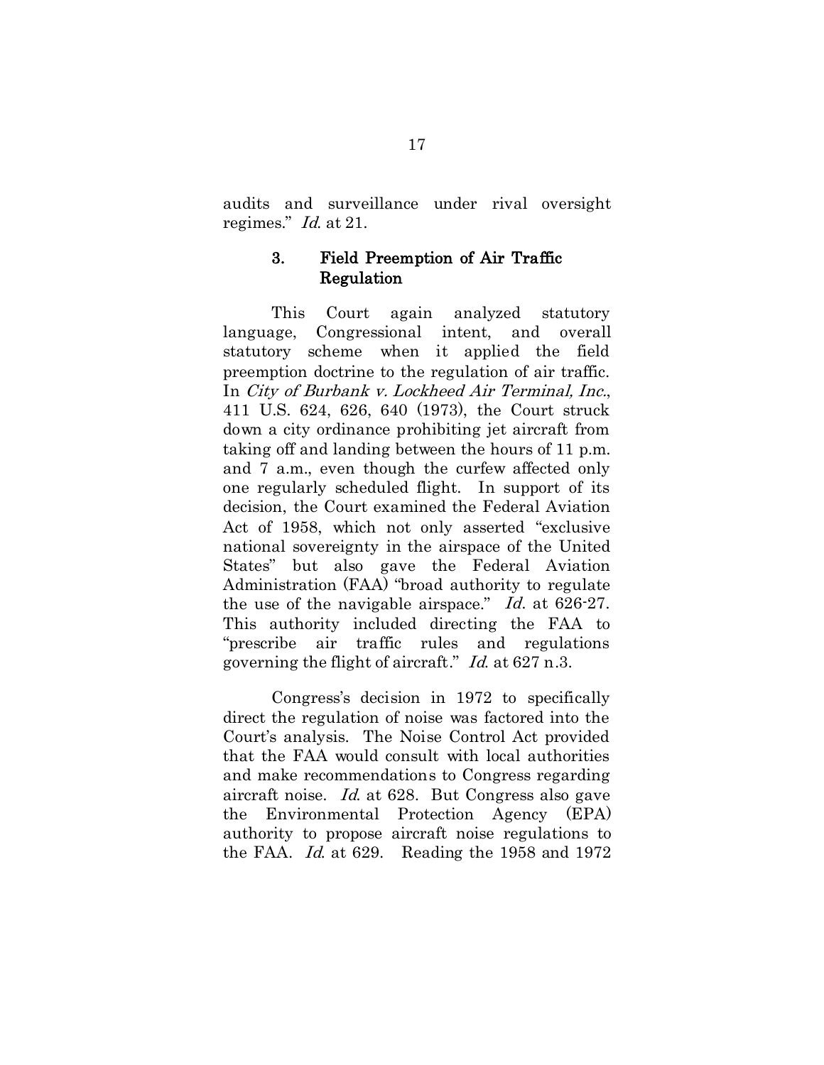audits and surveillance under rival oversight regimes." *Id.* at 21.

### 3. Field Preemption of Air Traffic Regulation

This Court again analyzed statutory language, Congressional intent, and overall statutory scheme when it applied the field preemption doctrine to the regulation of air traffic. In *City of Burbank v. Lockheed Air Terminal, Inc.*, 411 U.S. 624, 626, 640 (1973), the Court struck down a city ordinance prohibiting jet aircraft from taking off and landing between the hours of 11 p.m. and 7 a.m., even though the curfew affected only one regularly scheduled flight. In support of its decision, the Court examined the Federal Aviation Act of 1958, which not only asserted "exclusive national sovereignty in the airspace of the United States" but also gave the Federal Aviation Administration (FAA) "broad authority to regulate the use of the navigable airspace." *Id.* at 626-27. This authority included directing the FAA to "prescribe air traffic rules and regulations governing the flight of aircraft." *Id.* at 627 n.3.

Congress's decision in 1972 to specifically direct the regulation of noise was factored into the Court's analysis. The Noise Control Act provided that the FAA would consult with local authorities and make recommendations to Congress regarding aircraft noise. *Id.* at 628. But Congress also gave the Environmental Protection Agency (EPA) authority to propose aircraft noise regulations to the FAA. *Id.* at 629. Reading the 1958 and 1972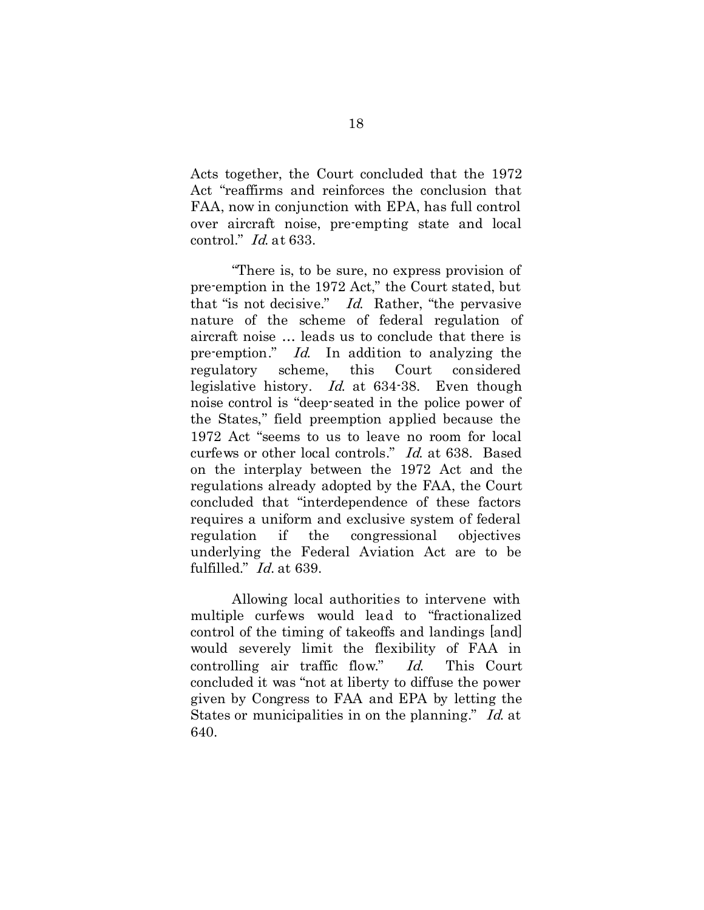Acts together, the Court concluded that the 1972 Act "reaffirms and reinforces the conclusion that FAA, now in conjunction with EPA, has full control over aircraft noise, pre-empting state and local control." *Id.* at 633.

"There is, to be sure, no express provision of pre-emption in the 1972 Act," the Court stated, but that "is not decisive." *Id.* Rather, "the pervasive nature of the scheme of federal regulation of aircraft noise … leads us to conclude that there is pre-emption." *Id.* In addition to analyzing the regulatory scheme, this Court considered legislative history. *Id.* at 634-38. Even though noise control is "deep-seated in the police power of the States," field preemption applied because the 1972 Act "seems to us to leave no room for local curfews or other local controls." *Id.* at 638. Based on the interplay between the 1972 Act and the regulations already adopted by the FAA, the Court concluded that "interdependence of these factors requires a uniform and exclusive system of federal regulation if the congressional objectives underlying the Federal Aviation Act are to be fulfilled." *Id.* at 639.

Allowing local authorities to intervene with multiple curfews would lead to "fractionalized control of the timing of takeoffs and landings [and] would severely limit the flexibility of FAA in controlling air traffic flow." *Id.* This Court concluded it was "not at liberty to diffuse the power given by Congress to FAA and EPA by letting the States or municipalities in on the planning." *Id.* at 640.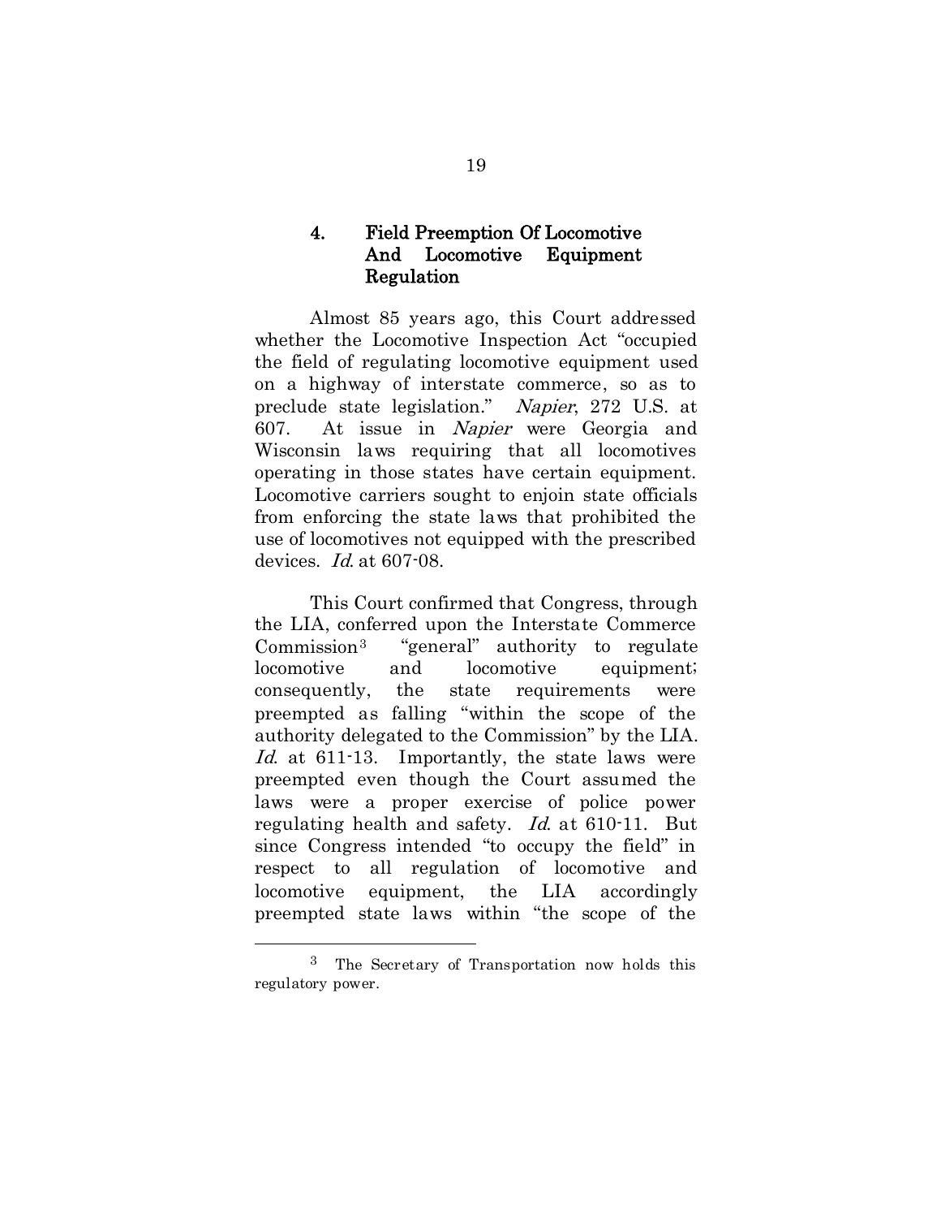#### 4. Field Preemption Of Locomotive And Locomotive Equipment Regulation

Almost 85 years ago, this Court addressed whether the Locomotive Inspection Act "occupied the field of regulating locomotive equipment used on a highway of interstate commerce, so as to preclude state legislation." *Napier*, 272 U.S. at 607. At issue in *Napier* were Georgia and Wisconsin laws requiring that all locomotives operating in those states have certain equipment. Locomotive carriers sought to enjoin state officials from enforcing the state laws that prohibited the use of locomotives not equipped with the prescribed devices. *Id.* at 607-08.

This Court confirmed that Congress, through the LIA, conferred upon the Interstate Commerce Commission[3] "general" authority to regulate locomotive and locomotive equipment; consequently, the state requirements were preempted as falling "within the scope of the authority delegated to the Commission" by the LIA. *Id.* at 611-13. Importantly, the state laws were preempted even though the Court assumed the laws were a proper exercise of police power regulating health and safety. *Id.* at 610-11. But since Congress intended "to occupy the field" in respect to all regulation of locomotive and locomotive equipment, the LIA accordingly preempted state laws within "the scope of the

[3] The Secretary of Transportation now holds this regulatory power.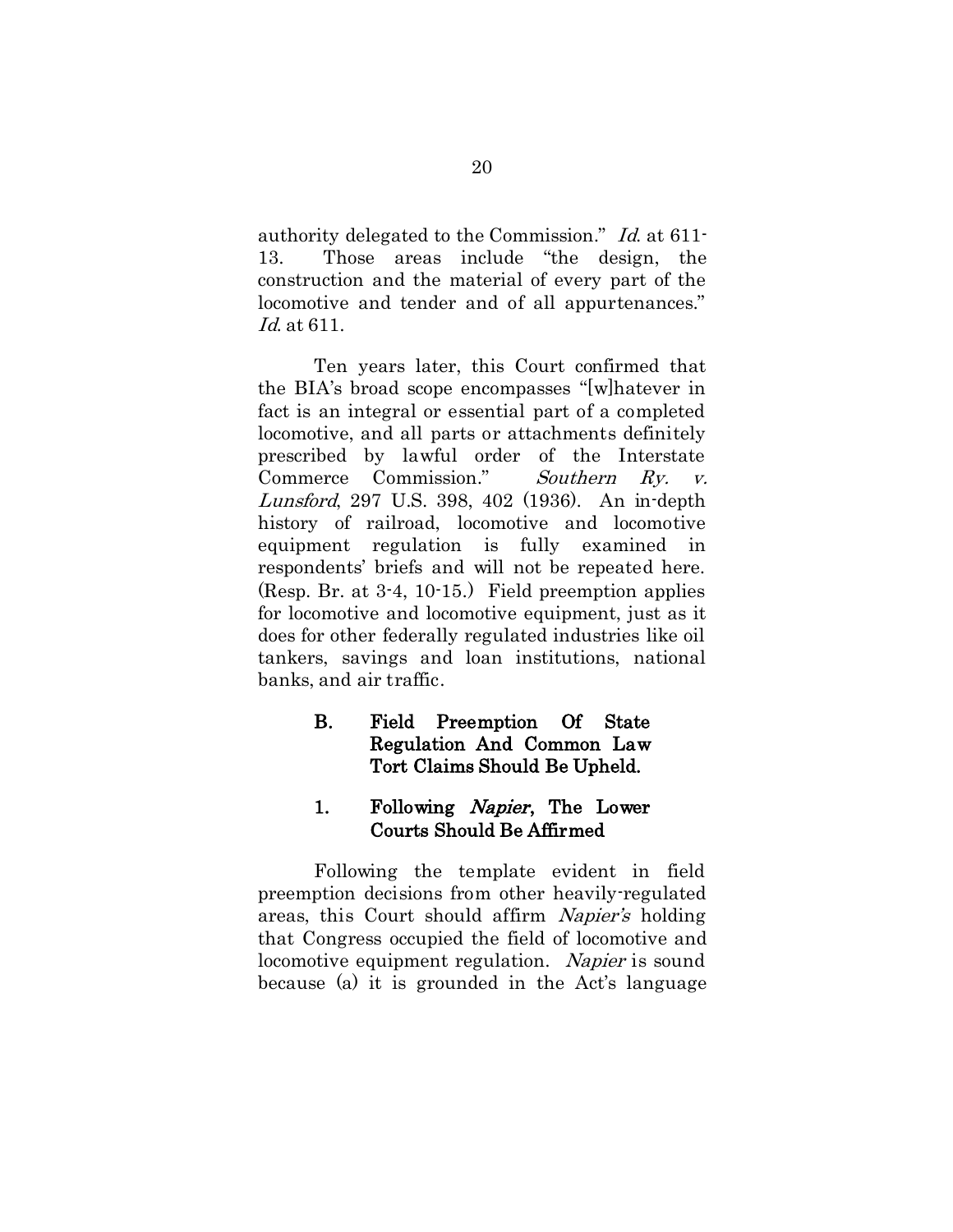authority delegated to the Commission." *Id.* at 611-13. Those areas include "the design, the construction and the material of every part of the locomotive and tender and of all appurtenances." *Id.* at 611.

Ten years later, this Court confirmed that the BIA's broad scope encompasses "[w]hatever in fact is an integral or essential part of a completed locomotive, and all parts or attachments definitely prescribed by lawful order of the Interstate Commerce Commission." *Southern Ry. v. Lunsford*, 297 U.S. 398, 402 (1936). An in-depth history of railroad, locomotive and locomotive equipment regulation is fully examined in respondents' briefs and will not be repeated here. (Resp. Br. at 3-4, 10-15.) Field preemption applies for locomotive and locomotive equipment, just as it does for other federally regulated industries like oil tankers, savings and loan institutions, national banks, and air traffic.

### B. Field Preemption Of State Regulation And Common Law Tort Claims Should Be Upheld.

#### 1. Following *Napier*, The Lower Courts Should Be Affirmed

Following the template evident in field preemption decisions from other heavily-regulated areas, this Court should affirm *Napier's* holding that Congress occupied the field of locomotive and locomotive equipment regulation. *Napier* is sound because (a) it is grounded in the Act's language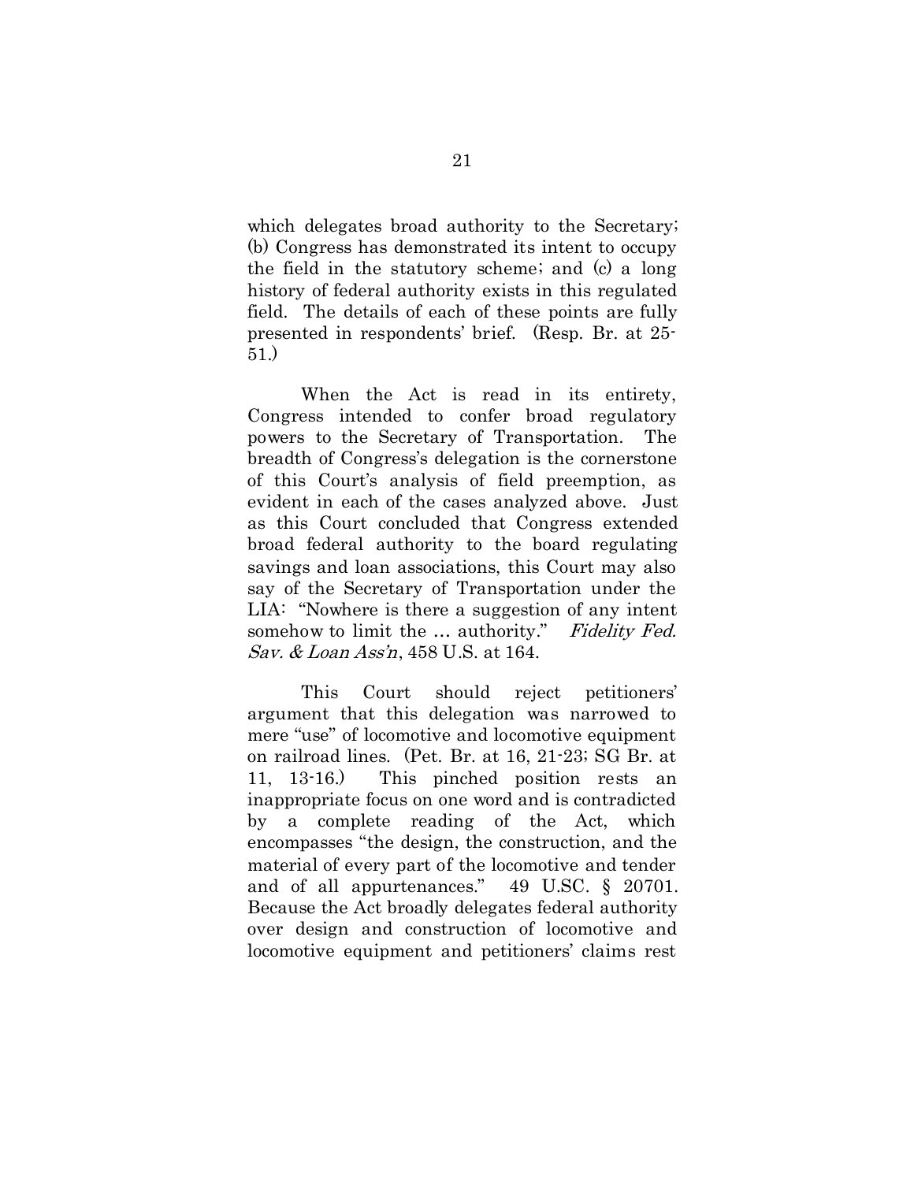which delegates broad authority to the Secretary; (b) Congress has demonstrated its intent to occupy the field in the statutory scheme; and (c) a long history of federal authority exists in this regulated field. The details of each of these points are fully presented in respondents' brief. (Resp. Br. at 25-51.)

When the Act is read in its entirety, Congress intended to confer broad regulatory powers to the Secretary of Transportation. The breadth of Congress's delegation is the cornerstone of this Court's analysis of field preemption, as evident in each of the cases analyzed above. Just as this Court concluded that Congress extended broad federal authority to the board regulating savings and loan associations, this Court may also say of the Secretary of Transportation under the LIA: "Nowhere is there a suggestion of any intent somehow to limit the … authority." *Fidelity Fed. Sav. & Loan Ass'n*, 458 U.S. at 164.

This Court should reject petitioners' argument that this delegation was narrowed to mere "use" of locomotive and locomotive equipment on railroad lines. (Pet. Br. at 16, 21-23; SG Br. at 11, 13-16.) This pinched position rests an inappropriate focus on one word and is contradicted by a complete reading of the Act, which encompasses "the design, the construction, and the material of every part of the locomotive and tender and of all appurtenances." 49 U.SC. § 20701. Because the Act broadly delegates federal authority over design and construction of locomotive and locomotive equipment and petitioners' claims rest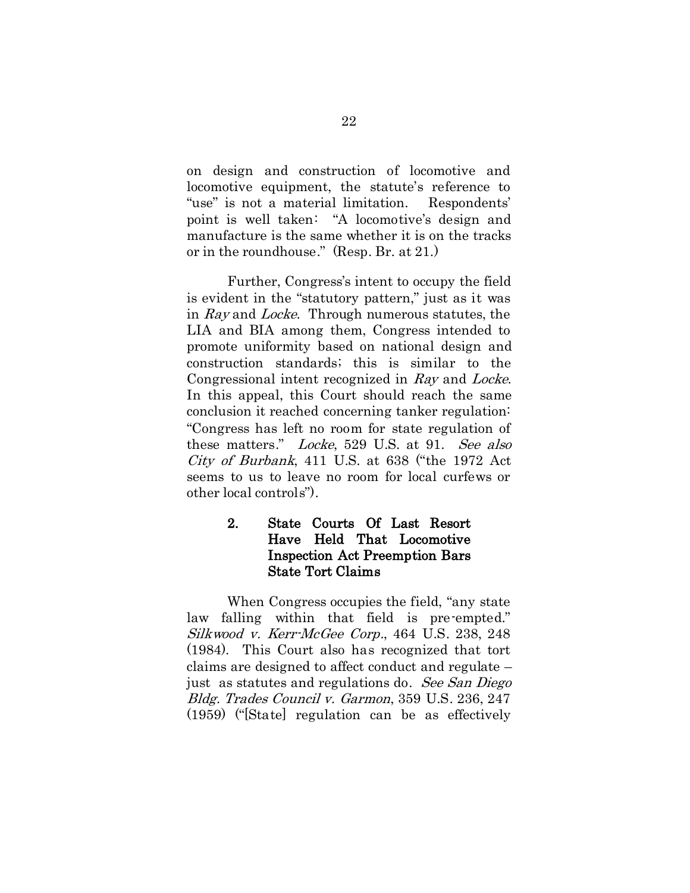on design and construction of locomotive and locomotive equipment, the statute's reference to "use" is not a material limitation. Respondents' point is well taken: "A locomotive's design and manufacture is the same whether it is on the tracks or in the roundhouse." (Resp. Br. at 21.)

Further, Congress's intent to occupy the field is evident in the "statutory pattern," just as it was in *Ray* and *Locke*. Through numerous statutes, the LIA and BIA among them, Congress intended to promote uniformity based on national design and construction standards; this is similar to the Congressional intent recognized in *Ray* and *Locke*. In this appeal, this Court should reach the same conclusion it reached concerning tanker regulation: "Congress has left no room for state regulation of these matters." *Locke*, 529 U.S. at 91. *See also City of Burbank*, 411 U.S. at 638 ("the 1972 Act seems to us to leave no room for local curfews or other local controls").

### 2. State Courts Of Last Resort Have Held That Locomotive Inspection Act Preemption Bars State Tort Claims

When Congress occupies the field, "any state law falling within that field is pre-empted." *Silkwood v. Kerr-McGee Corp.*, 464 U.S. 238, 248 (1984). This Court also has recognized that tort claims are designed to affect conduct and regulate – just as statutes and regulations do. *See San Diego Bldg. Trades Council v. Garmon*, 359 U.S. 236, 247 (1959) ("[State] regulation can be as effectively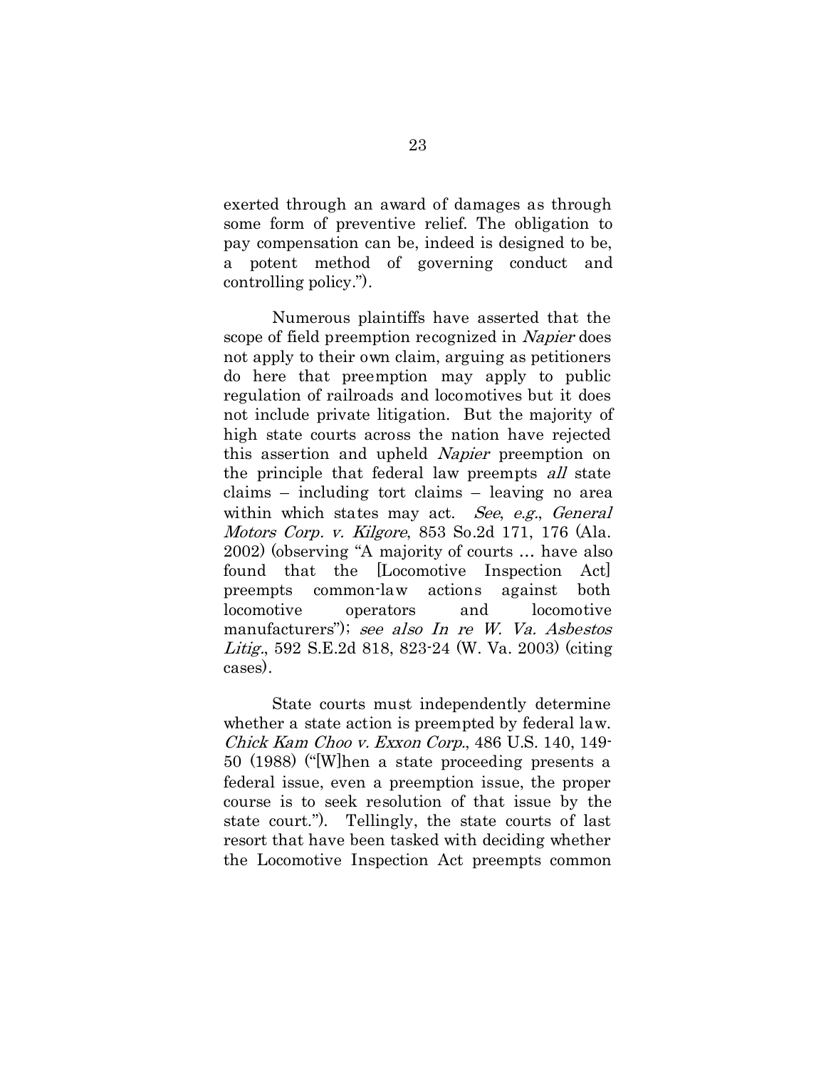exerted through an award of damages as through some form of preventive relief. The obligation to pay compensation can be, indeed is designed to be, a potent method of governing conduct and controlling policy.").

Numerous plaintiffs have asserted that the scope of field preemption recognized in *Napier* does not apply to their own claim, arguing as petitioners do here that preemption may apply to public regulation of railroads and locomotives but it does not include private litigation. But the majority of high state courts across the nation have rejected this assertion and upheld *Napier* preemption on the principle that federal law preempts *all* state claims – including tort claims – leaving no area within which states may act. *See*, *e.g.*, *General Motors Corp. v. Kilgore*, 853 So.2d 171, 176 (Ala. 2002) (observing "A majority of courts … have also found that the [Locomotive Inspection Act] preempts common-law actions against both locomotive operators and locomotive manufacturers"); *see also In re W. Va. Asbestos Litig.*, 592 S.E.2d 818, 823-24 (W. Va. 2003) (citing cases).

State courts must independently determine whether a state action is preempted by federal law. *Chick Kam Choo v. Exxon Corp.*, 486 U.S. 140, 149-50 (1988) ("[W]hen a state proceeding presents a federal issue, even a preemption issue, the proper course is to seek resolution of that issue by the state court."). Tellingly, the state courts of last resort that have been tasked with deciding whether the Locomotive Inspection Act preempts common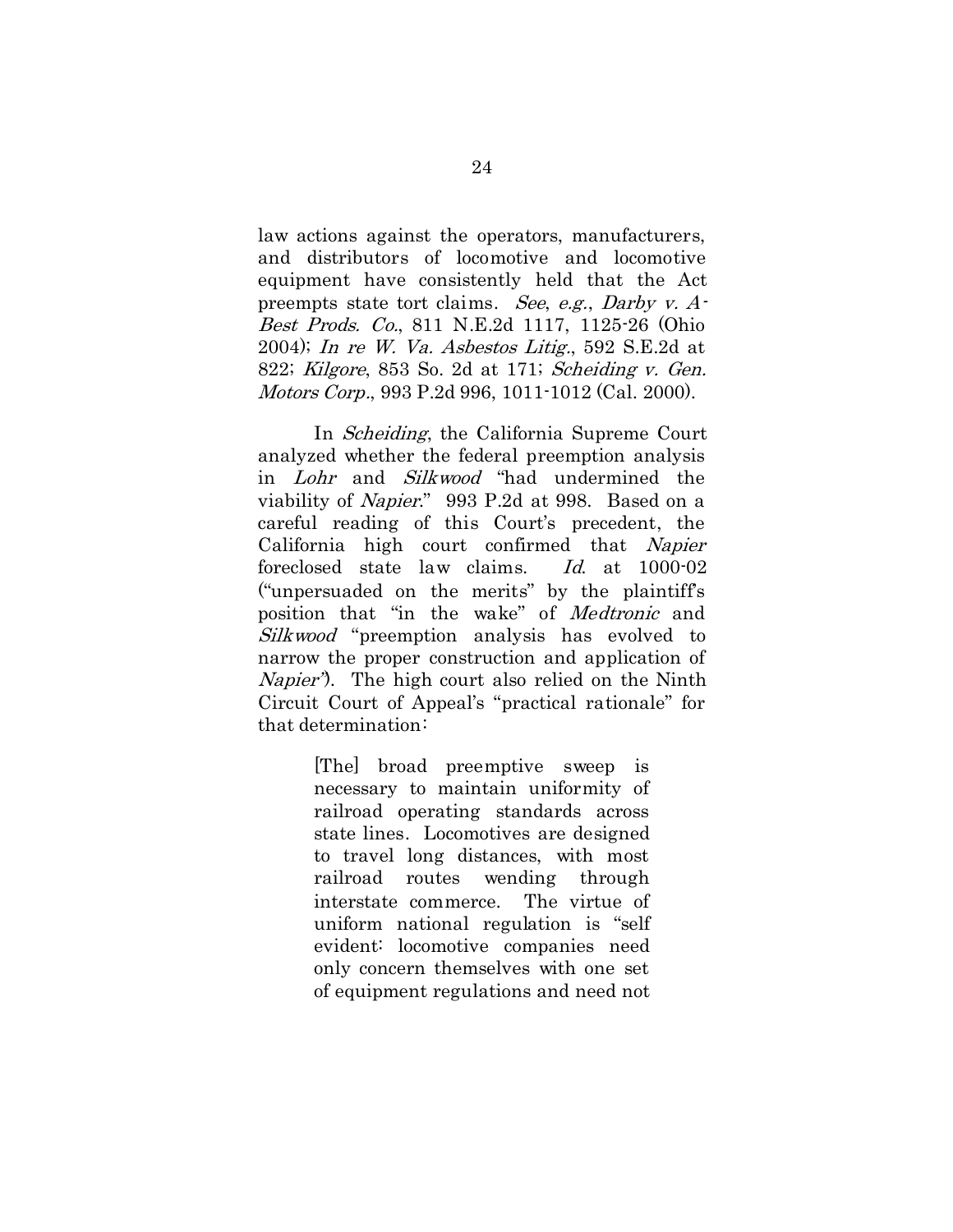law actions against the operators, manufacturers, and distributors of locomotive and locomotive equipment have consistently held that the Act preempts state tort claims. *See*, *e.g.*, *Darby v. A-Best Prods. Co.*, 811 N.E.2d 1117, 1125-26 (Ohio 2004); *In re W. Va. Asbestos Litig.*, 592 S.E.2d at 822; *Kilgore*, 853 So. 2d at 171; *Scheiding v. Gen. Motors Corp.*, 993 P.2d 996, 1011-1012 (Cal. 2000).

In *Scheiding*, the California Supreme Court analyzed whether the federal preemption analysis in *Lohr* and *Silkwood* "had undermined the viability of *Napier*." 993 P.2d at 998. Based on a careful reading of this Court's precedent, the California high court confirmed that *Napier* foreclosed state law claims. *Id.* at 1000-02 ("unpersuaded on the merits" by the plaintiff's position that "in the wake" of *Medtronic* and *Silkwood* "preemption analysis has evolved to narrow the proper construction and application of *Napier*"). The high court also relied on the Ninth Circuit Court of Appeal's "practical rationale" for that determination:

> [The] broad preemptive sweep is necessary to maintain uniformity of railroad operating standards across state lines. Locomotives are designed to travel long distances, with most railroad routes wending through interstate commerce. The virtue of uniform national regulation is "self evident: locomotive companies need only concern themselves with one set of equipment regulations and need not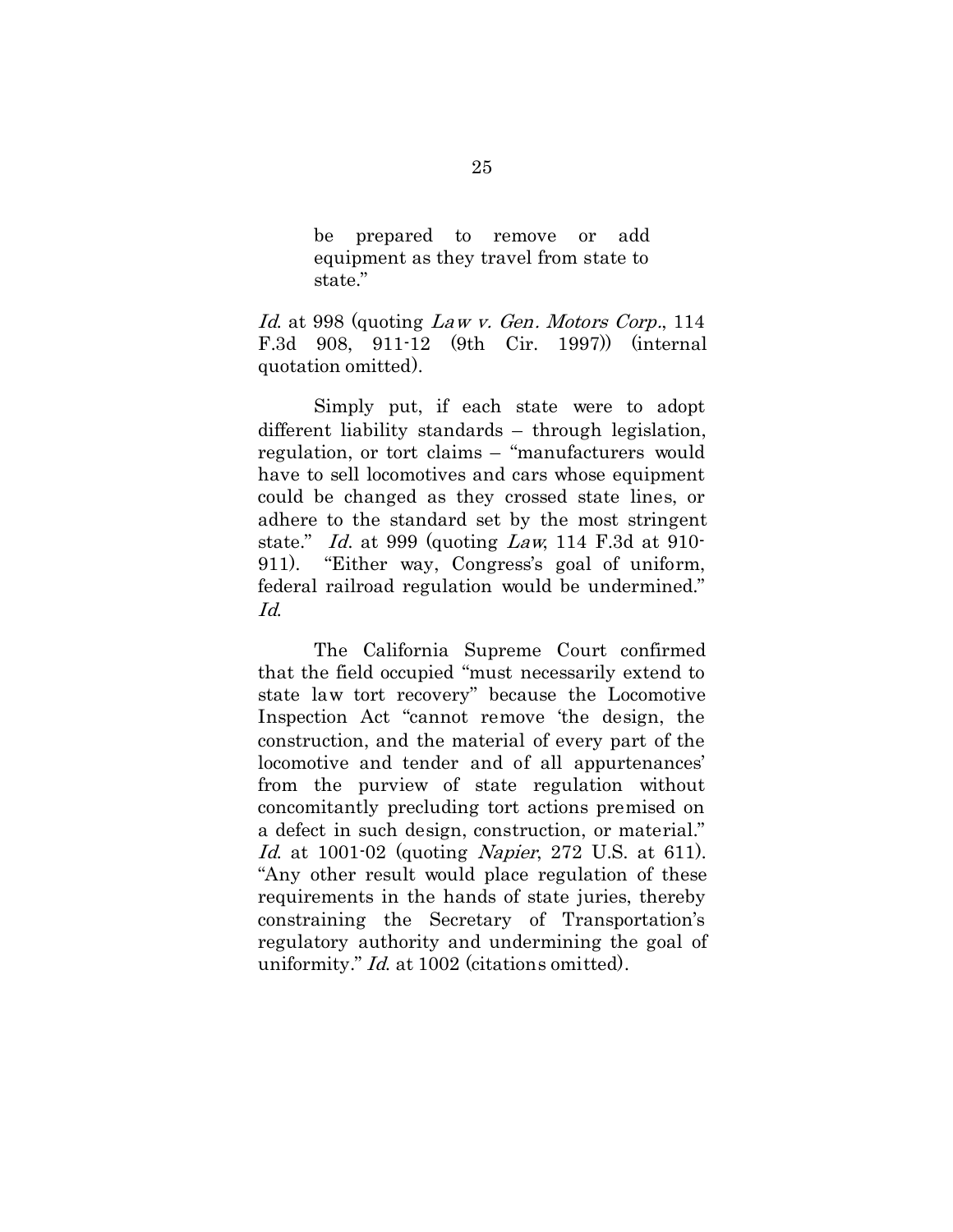> be prepared to remove or add equipment as they travel from state to state."

*Id.* at 998 (quoting *Law v. Gen. Motors Corp.*, 114 F.3d 908, 911-12 (9th Cir. 1997)) (internal quotation omitted).

Simply put, if each state were to adopt different liability standards – through legislation, regulation, or tort claims – "manufacturers would have to sell locomotives and cars whose equipment could be changed as they crossed state lines, or adhere to the standard set by the most stringent state." *Id.* at 999 (quoting *Law*, 114 F.3d at 910-911). "Either way, Congress's goal of uniform, federal railroad regulation would be undermined." *Id.*

The California Supreme Court confirmed that the field occupied "must necessarily extend to state law tort recovery" because the Locomotive Inspection Act "cannot remove 'the design, the construction, and the material of every part of the locomotive and tender and of all appurtenances' from the purview of state regulation without concomitantly precluding tort actions premised on a defect in such design, construction, or material." *Id.* at 1001-02 (quoting *Napier*, 272 U.S. at 611). "Any other result would place regulation of these requirements in the hands of state juries, thereby constraining the Secretary of Transportation's regulatory authority and undermining the goal of uniformity." *Id.* at 1002 (citations omitted).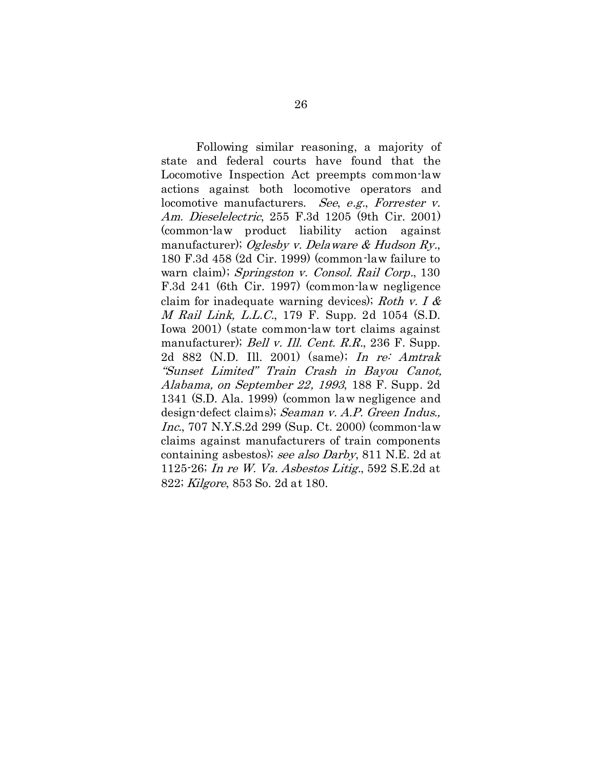Following similar reasoning, a majority of state and federal courts have found that the Locomotive Inspection Act preempts common-law actions against both locomotive operators and locomotive manufacturers. *See*, *e.g*., *Forrester v. Am. Dieselelectric*, 255 F.3d 1205 (9th Cir. 2001) (common-law product liability action against manufacturer); *Oglesby v. Delaware & Hudson Ry*., 180 F.3d 458 (2d Cir. 1999) (common-law failure to warn claim); *Springston v. Consol. Rail Corp*., 130 F.3d 241 (6th Cir. 1997) (common-law negligence claim for inadequate warning devices); *Roth v. I & M Rail Link, L.L.C*., 179 F. Supp. 2d 1054 (S.D. Iowa 2001) (state common-law tort claims against manufacturer); *Bell v. Ill. Cent. R.R*., 236 F. Supp. 2d 882 (N.D. Ill. 2001) (same); *In re: Amtrak "Sunset Limited" Train Crash in Bayou Canot, Alabama, on September 22, 1993*, 188 F. Supp. 2d 1341 (S.D. Ala. 1999) (common law negligence and design-defect claims); *Seaman v. A.P. Green Indus., Inc*., 707 N.Y.S.2d 299 (Sup. Ct. 2000) (common-law claims against manufacturers of train components containing asbestos); *see also Darby*, 811 N.E. 2d at 1125-26; *In re W. Va. Asbestos Litig*., 592 S.E.2d at 822; *Kilgore*, 853 So. 2d at 180.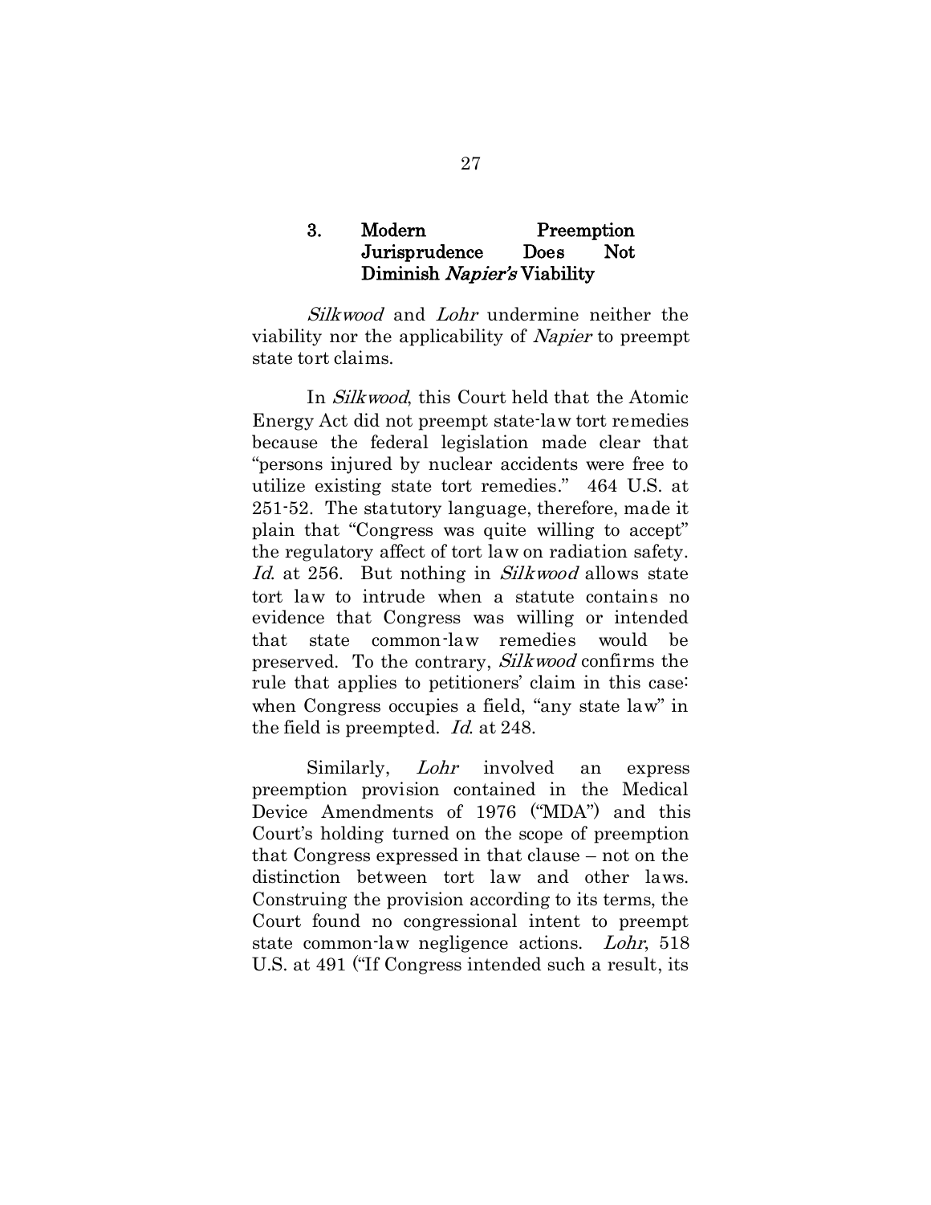### 3. Modern Preemption Jurisprudence Does Not Diminish *Napier's* Viability

*Silkwood* and *Lohr* undermine neither the viability nor the applicability of *Napier* to preempt state tort claims.

In *Silkwood*, this Court held that the Atomic Energy Act did not preempt state-law tort remedies because the federal legislation made clear that "persons injured by nuclear accidents were free to utilize existing state tort remedies." 464 U.S. at 251-52. The statutory language, therefore, made it plain that "Congress was quite willing to accept" the regulatory affect of tort law on radiation safety. *Id.* at 256. But nothing in *Silkwood* allows state tort law to intrude when a statute contains no evidence that Congress was willing or intended that state common-law remedies would be preserved. To the contrary, *Silkwood* confirms the rule that applies to petitioners' claim in this case: when Congress occupies a field, "any state law" in the field is preempted. *Id.* at 248.

Similarly, *Lohr* involved an express preemption provision contained in the Medical Device Amendments of 1976 ("MDA") and this Court's holding turned on the scope of preemption that Congress expressed in that clause – not on the distinction between tort law and other laws. Construing the provision according to its terms, the Court found no congressional intent to preempt state common-law negligence actions. *Lohr*, 518 U.S. at 491 ("If Congress intended such a result, its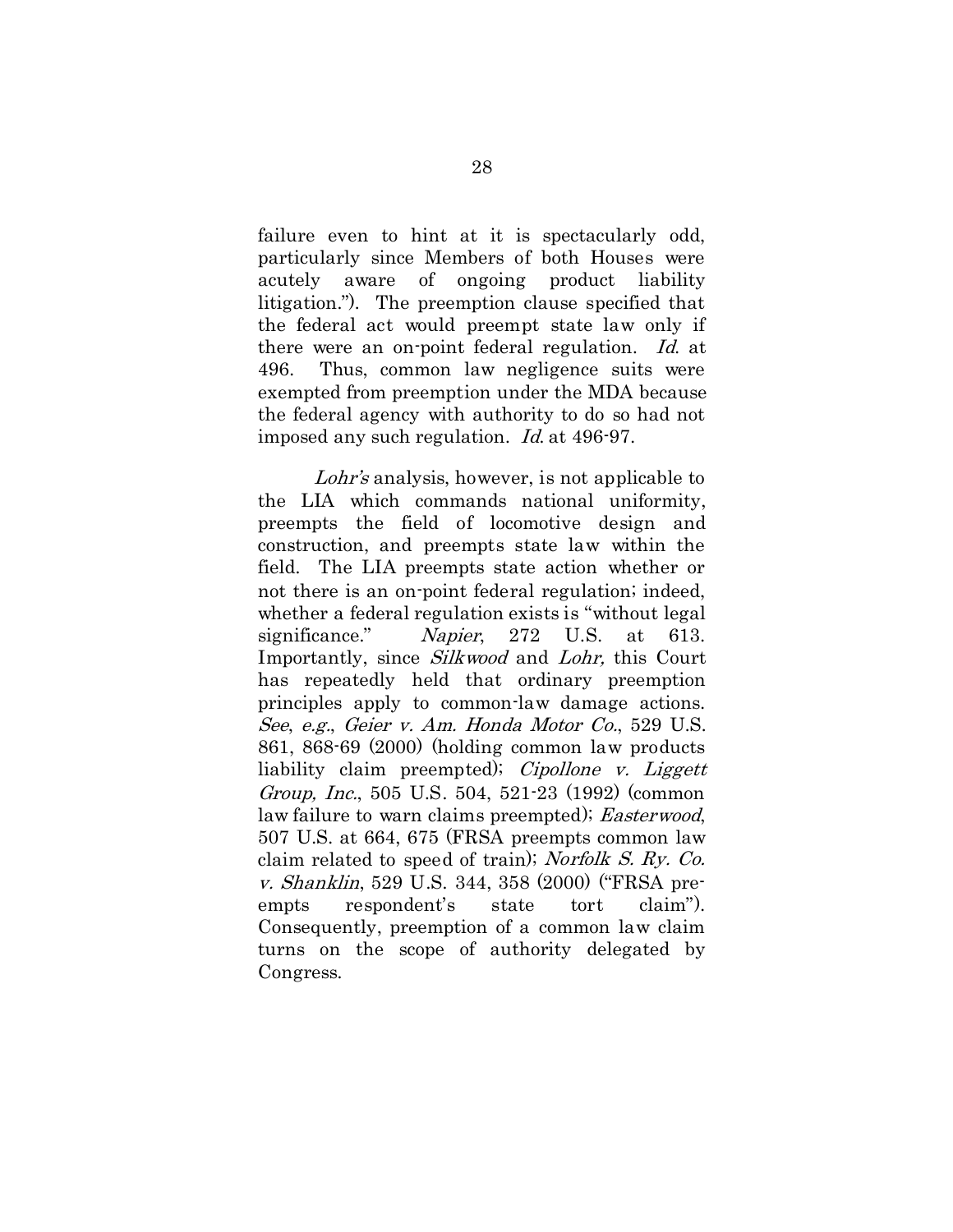failure even to hint at it is spectacularly odd, particularly since Members of both Houses were acutely aware of ongoing product liability litigation."). The preemption clause specified that the federal act would preempt state law only if there were an on-point federal regulation. *Id.* at 496. Thus, common law negligence suits were exempted from preemption under the MDA because the federal agency with authority to do so had not imposed any such regulation. *Id.* at 496-97.

*Lohr's* analysis, however, is not applicable to the LIA which commands national uniformity, preempts the field of locomotive design and construction, and preempts state law within the field. The LIA preempts state action whether or not there is an on-point federal regulation; indeed, whether a federal regulation exists is "without legal significance." *Napier*, 272 U.S. at 613. Importantly, since *Silkwood* and *Lohr,* this Court has repeatedly held that ordinary preemption principles apply to common-law damage actions. *See*, *e.g.*, *Geier v. Am. Honda Motor Co.*, 529 U.S. 861, 868-69 (2000) (holding common law products liability claim preempted); *Cipollone v. Liggett Group, Inc.*, 505 U.S. 504, 521-23 (1992) (common law failure to warn claims preempted); *Easterwood*, 507 U.S. at 664, 675 (FRSA preempts common law claim related to speed of train); *Norfolk S. Ry. Co. v. Shanklin*, 529 U.S. 344, 358 (2000) ("FRSA preempts respondent's state tort claim"). Consequently, preemption of a common law claim turns on the scope of authority delegated by Congress.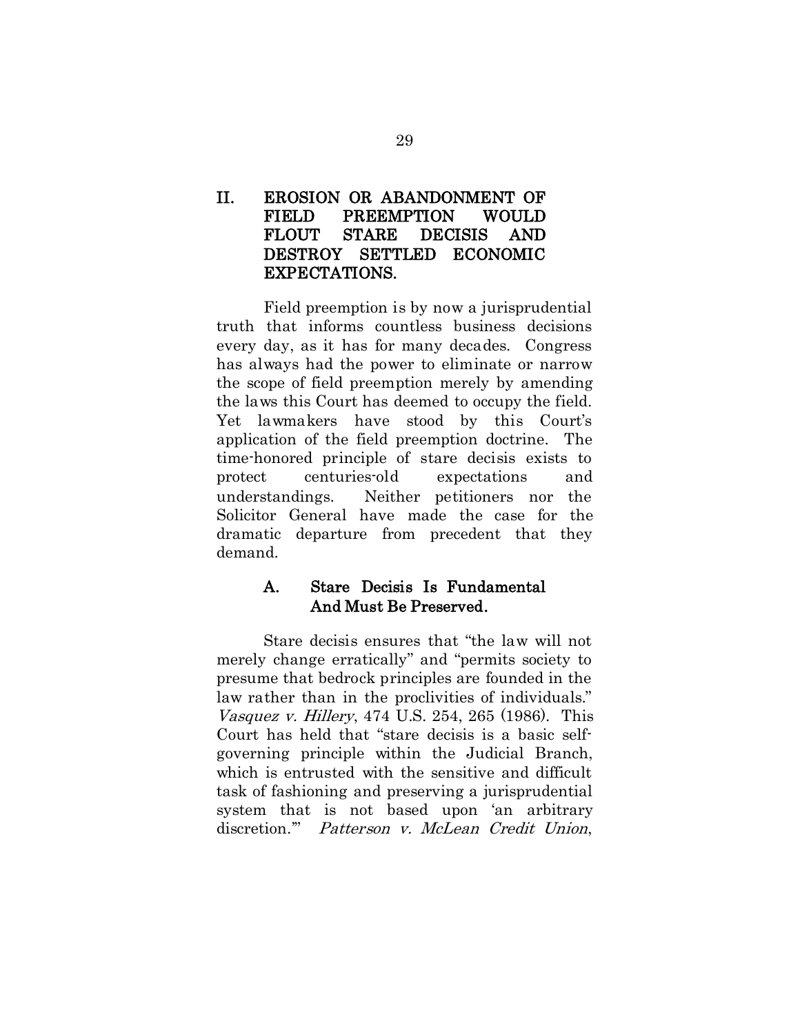## II. EROSION OR ABANDONMENT OF FIELD PREEMPTION WOULD FLOUT STARE DECISIS AND DESTROY SETTLED ECONOMIC EXPECTATIONS.

Field preemption is by now a jurisprudential truth that informs countless business decisions every day, as it has for many decades. Congress has always had the power to eliminate or narrow the scope of field preemption merely by amending the laws this Court has deemed to occupy the field. Yet lawmakers have stood by this Court's application of the field preemption doctrine. The time-honored principle of stare decisis exists to protect centuries-old expectations and understandings. Neither petitioners nor the Solicitor General have made the case for the dramatic departure from precedent that they demand.

### A. Stare Decisis Is Fundamental And Must Be Preserved.

Stare decisis ensures that "the law will not merely change erratically" and "permits society to presume that bedrock principles are founded in the law rather than in the proclivities of individuals." *Vasquez v. Hillery*, 474 U.S. 254, 265 (1986). This Court has held that "stare decisis is a basic self-governing principle within the Judicial Branch, which is entrusted with the sensitive and difficult task of fashioning and preserving a jurisprudential system that is not based upon 'an arbitrary discretion.'" *Patterson v. McLean Credit Union*,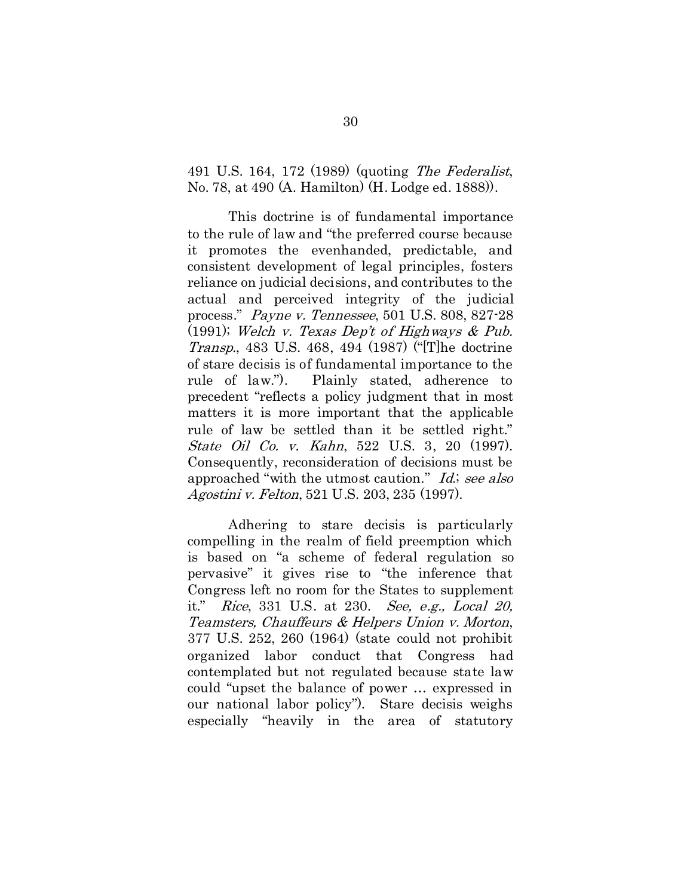491 U.S. 164, 172 (1989) (quoting *The Federalist*, No. 78, at 490 (A. Hamilton) (H. Lodge ed. 1888)).

This doctrine is of fundamental importance to the rule of law and "the preferred course because it promotes the evenhanded, predictable, and consistent development of legal principles, fosters reliance on judicial decisions, and contributes to the actual and perceived integrity of the judicial process." *Payne v. Tennessee*, 501 U.S. 808, 827-28 (1991); *Welch v. Texas Dep't of Highways & Pub. Transp.*, 483 U.S. 468, 494 (1987) ("[T]he doctrine of stare decisis is of fundamental importance to the rule of law."). Plainly stated, adherence to precedent "reflects a policy judgment that in most matters it is more important that the applicable rule of law be settled than it be settled right." *State Oil Co. v. Kahn*, 522 U.S. 3, 20 (1997). Consequently, reconsideration of decisions must be approached "with the utmost caution." *Id.*; *see also Agostini v. Felton*, 521 U.S. 203, 235 (1997).

Adhering to stare decisis is particularly compelling in the realm of field preemption which is based on "a scheme of federal regulation so pervasive" it gives rise to "the inference that Congress left no room for the States to supplement it." *Rice*, 331 U.S. at 230. *See, e.g., Local 20, Teamsters, Chauffeurs & Helpers Union v. Morton*, 377 U.S. 252, 260 (1964) (state could not prohibit organized labor conduct that Congress had contemplated but not regulated because state law could "upset the balance of power … expressed in our national labor policy"). Stare decisis weighs especially "heavily in the area of statutory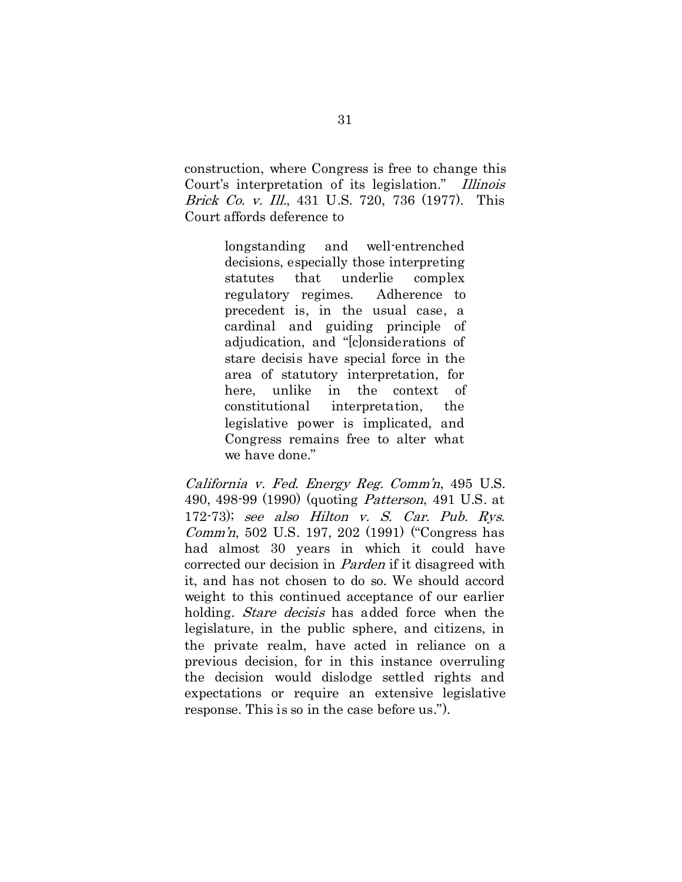construction, where Congress is free to change this Court's interpretation of its legislation." *Illinois Brick Co. v. Ill.*, 431 U.S. 720, 736 (1977). This Court affords deference to

> longstanding and well-entrenched decisions, especially those interpreting statutes that underlie complex regulatory regimes. Adherence to precedent is, in the usual case, a cardinal and guiding principle of adjudication, and "[c]onsiderations of stare decisis have special force in the area of statutory interpretation, for here, unlike in the context of constitutional interpretation, the legislative power is implicated, and Congress remains free to alter what we have done."

*California v. Fed. Energy Reg. Comm'n*, 495 U.S. 490, 498-99 (1990) (quoting *Patterson*, 491 U.S. at 172-73); *see also Hilton v. S. Car. Pub. Rys. Comm'n*, 502 U.S. 197, 202 (1991) ("Congress has had almost 30 years in which it could have corrected our decision in *Parden* if it disagreed with it, and has not chosen to do so. We should accord weight to this continued acceptance of our earlier holding. *Stare decisis* has added force when the legislature, in the public sphere, and citizens, in the private realm, have acted in reliance on a previous decision, for in this instance overruling the decision would dislodge settled rights and expectations or require an extensive legislative response. This is so in the case before us.").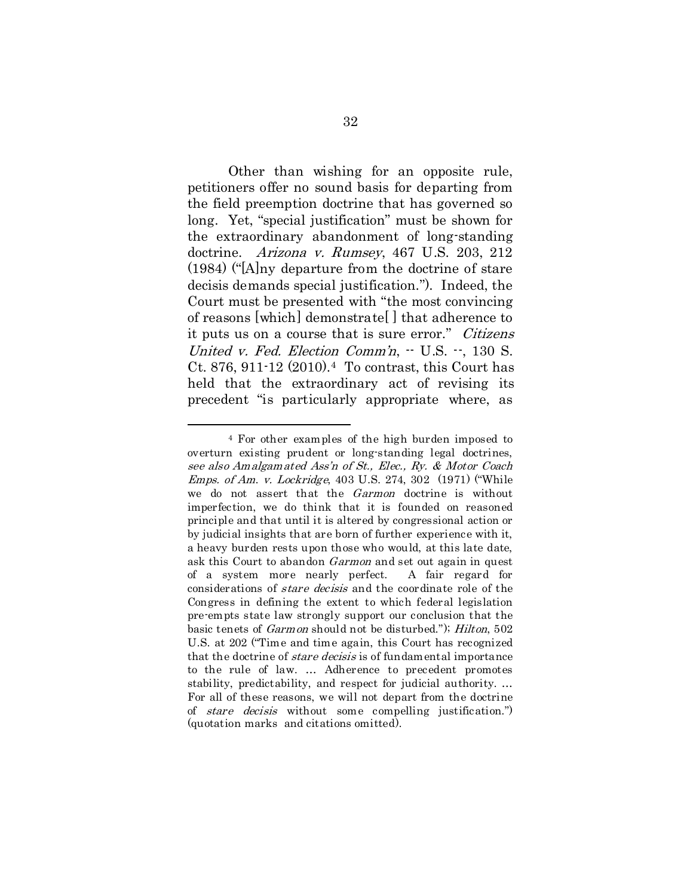Other than wishing for an opposite rule, petitioners offer no sound basis for departing from the field preemption doctrine that has governed so long. Yet, "special justification" must be shown for the extraordinary abandonment of long-standing doctrine. *Arizona v. Rumsey*, 467 U.S. 203, 212 (1984) ("[A]ny departure from the doctrine of stare decisis demands special justification."). Indeed, the Court must be presented with "the most convincing of reasons [which] demonstrate[ ] that adherence to it puts us on a course that is sure error." *Citizens United v. Fed. Election Comm'n*, -- U.S. --, 130 S. Ct. 876, 911-12 (2010).[4] To contrast, this Court has held that the extraordinary act of revising its precedent "is particularly appropriate where, as

---

[4] For other examples of the high burden imposed to overturn existing prudent or long-standing legal doctrines, *see also Amalgamated Ass'n of St., Elec., Ry. & Motor Coach Emps. of Am. v. Lockridge*, 403 U.S. 274, 302 (1971) ("While we do not assert that the *Garmon* doctrine is without imperfection, we do think that it is founded on reasoned principle and that until it is altered by congressional action or by judicial insights that are born of further experience with it, a heavy burden rests upon those who would, at this late date, ask this Court to abandon *Garmon* and set out again in quest of a system more nearly perfect. A fair regard for considerations of *stare decisis* and the coordinate role of the Congress in defining the extent to which federal legislation pre-empts state law strongly support our conclusion that the basic tenets of *Garmon* should not be disturbed."); *Hilton*, 502 U.S. at 202 ("Time and time again, this Court has recognized that the doctrine of *stare decisis* is of fundamental importance to the rule of law. ... Adherence to precedent promotes stability, predictability, and respect for judicial authority. ... For all of these reasons, we will not depart from the doctrine of *stare decisis* without some compelling justification.") (quotation marks and citations omitted).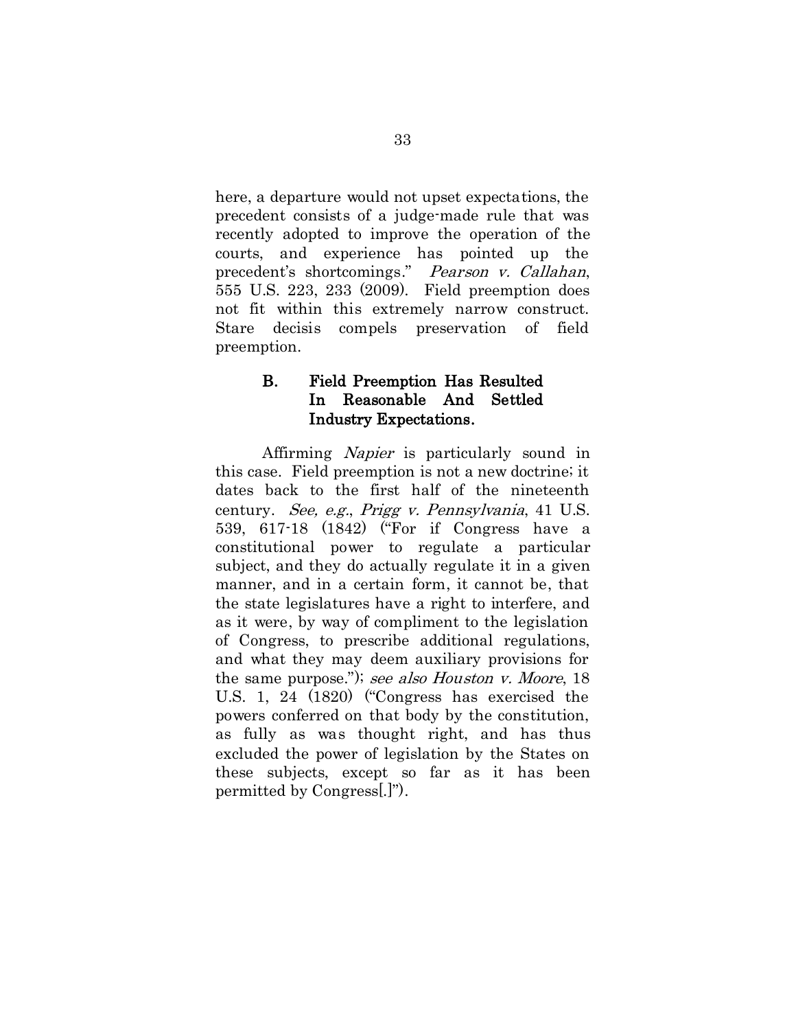here, a departure would not upset expectations, the precedent consists of a judge-made rule that was recently adopted to improve the operation of the courts, and experience has pointed up the precedent's shortcomings." *Pearson v. Callahan*, 555 U.S. 223, 233 (2009). Field preemption does not fit within this extremely narrow construct. Stare decisis compels preservation of field preemption.

### B. Field Preemption Has Resulted In Reasonable And Settled Industry Expectations.

Affirming *Napier* is particularly sound in this case. Field preemption is not a new doctrine; it dates back to the first half of the nineteenth century. *See, e.g.*, *Prigg v. Pennsylvania*, 41 U.S. 539, 617-18 (1842) ("For if Congress have a constitutional power to regulate a particular subject, and they do actually regulate it in a given manner, and in a certain form, it cannot be, that the state legislatures have a right to interfere, and as it were, by way of compliment to the legislation of Congress, to prescribe additional regulations, and what they may deem auxiliary provisions for the same purpose."); *see also Houston v. Moore*, 18 U.S. 1, 24 (1820) ("Congress has exercised the powers conferred on that body by the constitution, as fully as was thought right, and has thus excluded the power of legislation by the States on these subjects, except so far as it has been permitted by Congress[.]").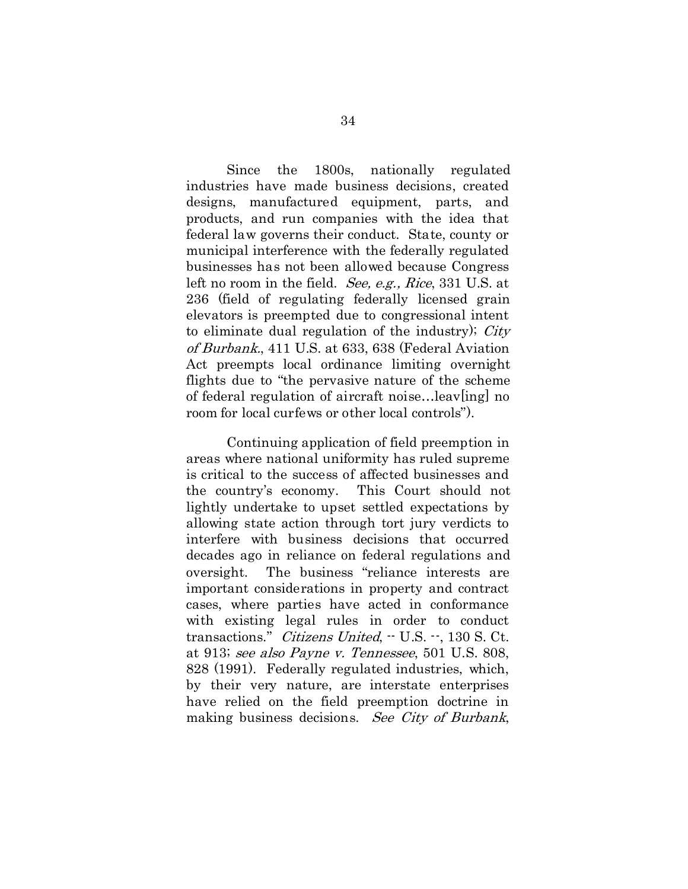Since the 1800s, nationally regulated industries have made business decisions, created designs, manufactured equipment, parts, and products, and run companies with the idea that federal law governs their conduct. State, county or municipal interference with the federally regulated businesses has not been allowed because Congress left no room in the field. *See, e.g., Rice*, 331 U.S. at 236 (field of regulating federally licensed grain elevators is preempted due to congressional intent to eliminate dual regulation of the industry); *City of Burbank.*, 411 U.S. at 633, 638 (Federal Aviation Act preempts local ordinance limiting overnight flights due to "the pervasive nature of the scheme of federal regulation of aircraft noise…leav[ing] no room for local curfews or other local controls").

Continuing application of field preemption in areas where national uniformity has ruled supreme is critical to the success of affected businesses and the country's economy. This Court should not lightly undertake to upset settled expectations by allowing state action through tort jury verdicts to interfere with business decisions that occurred decades ago in reliance on federal regulations and oversight. The business "reliance interests are important considerations in property and contract cases, where parties have acted in conformance with existing legal rules in order to conduct transactions." *Citizens United*, -- U.S. --, 130 S. Ct. at 913; *see also Payne v. Tennessee*, 501 U.S. 808, 828 (1991). Federally regulated industries, which, by their very nature, are interstate enterprises have relied on the field preemption doctrine in making business decisions. *See City of Burbank*,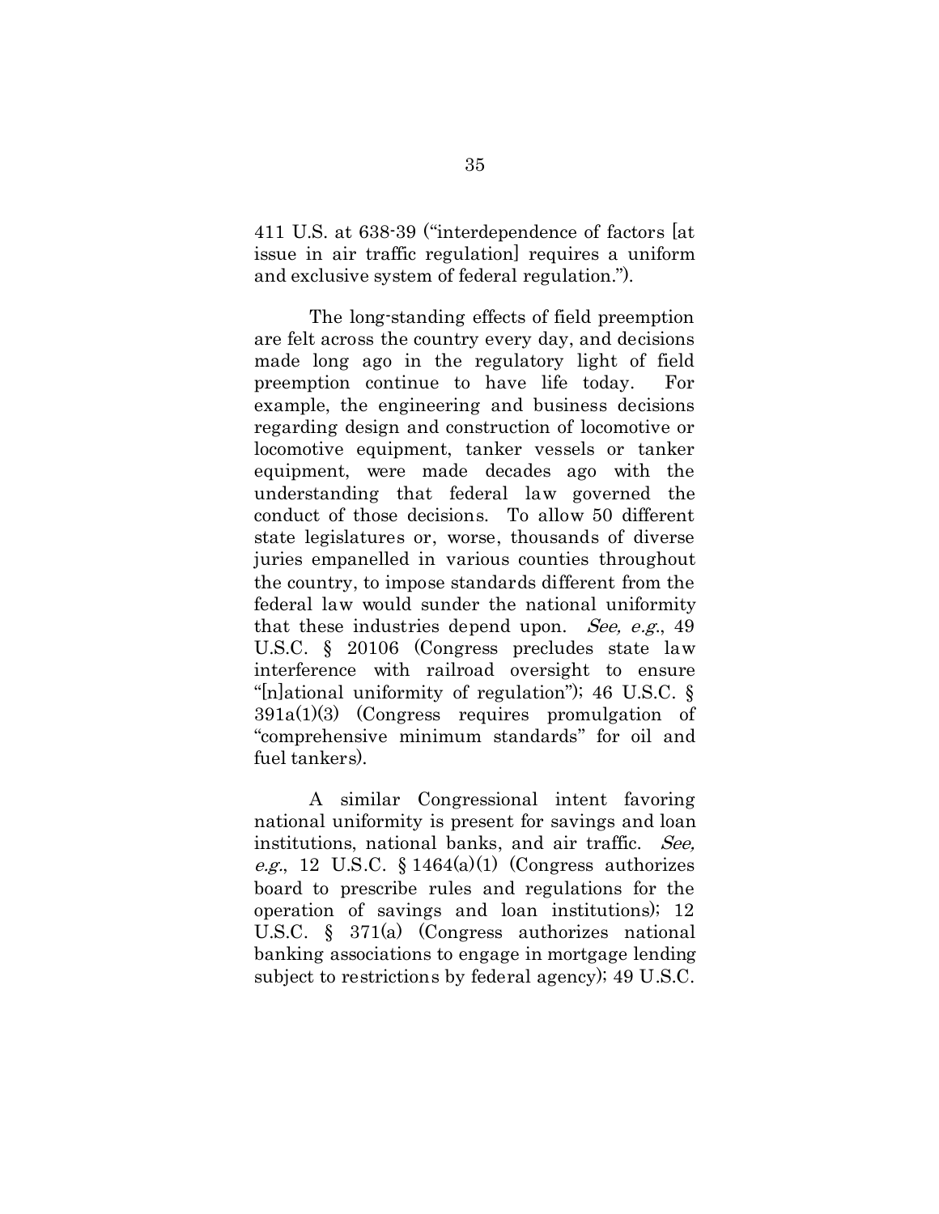411 U.S. at 638-39 ("interdependence of factors [at issue in air traffic regulation] requires a uniform and exclusive system of federal regulation.").

The long-standing effects of field preemption are felt across the country every day, and decisions made long ago in the regulatory light of field preemption continue to have life today. For example, the engineering and business decisions regarding design and construction of locomotive or locomotive equipment, tanker vessels or tanker equipment, were made decades ago with the understanding that federal law governed the conduct of those decisions. To allow 50 different state legislatures or, worse, thousands of diverse juries empanelled in various counties throughout the country, to impose standards different from the federal law would sunder the national uniformity that these industries depend upon. *See, e.g.*, 49 U.S.C. § 20106 (Congress precludes state law interference with railroad oversight to ensure "[n]ational uniformity of regulation"); 46 U.S.C. § 391a(1)(3) (Congress requires promulgation of "comprehensive minimum standards" for oil and fuel tankers).

A similar Congressional intent favoring national uniformity is present for savings and loan institutions, national banks, and air traffic. *See, e.g.*, 12 U.S.C. § 1464(a)(1) (Congress authorizes board to prescribe rules and regulations for the operation of savings and loan institutions); 12 U.S.C. § 371(a) (Congress authorizes national banking associations to engage in mortgage lending subject to restrictions by federal agency); 49 U.S.C.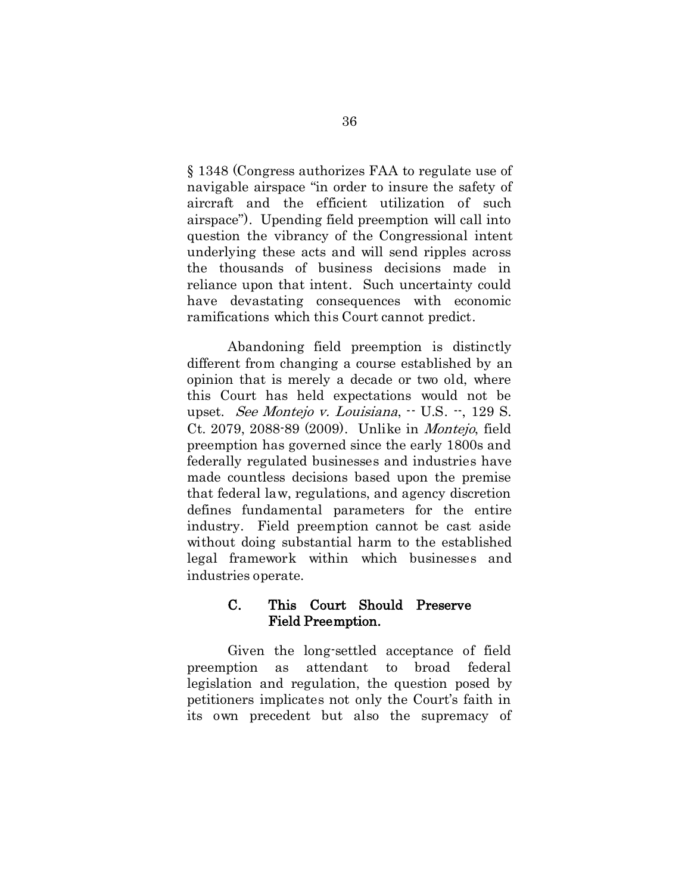§ 1348 (Congress authorizes FAA to regulate use of navigable airspace "in order to insure the safety of aircraft and the efficient utilization of such airspace"). Upending field preemption will call into question the vibrancy of the Congressional intent underlying these acts and will send ripples across the thousands of business decisions made in reliance upon that intent. Such uncertainty could have devastating consequences with economic ramifications which this Court cannot predict.

Abandoning field preemption is distinctly different from changing a course established by an opinion that is merely a decade or two old, where this Court has held expectations would not be upset. *See Montejo v. Louisiana*, -- U.S. --, 129 S. Ct. 2079, 2088-89 (2009). Unlike in *Montejo*, field preemption has governed since the early 1800s and federally regulated businesses and industries have made countless decisions based upon the premise that federal law, regulations, and agency discretion defines fundamental parameters for the entire industry. Field preemption cannot be cast aside without doing substantial harm to the established legal framework within which businesses and industries operate.

### C. This Court Should Preserve Field Preemption.

Given the long-settled acceptance of field preemption as attendant to broad federal legislation and regulation, the question posed by petitioners implicates not only the Court's faith in its own precedent but also the supremacy of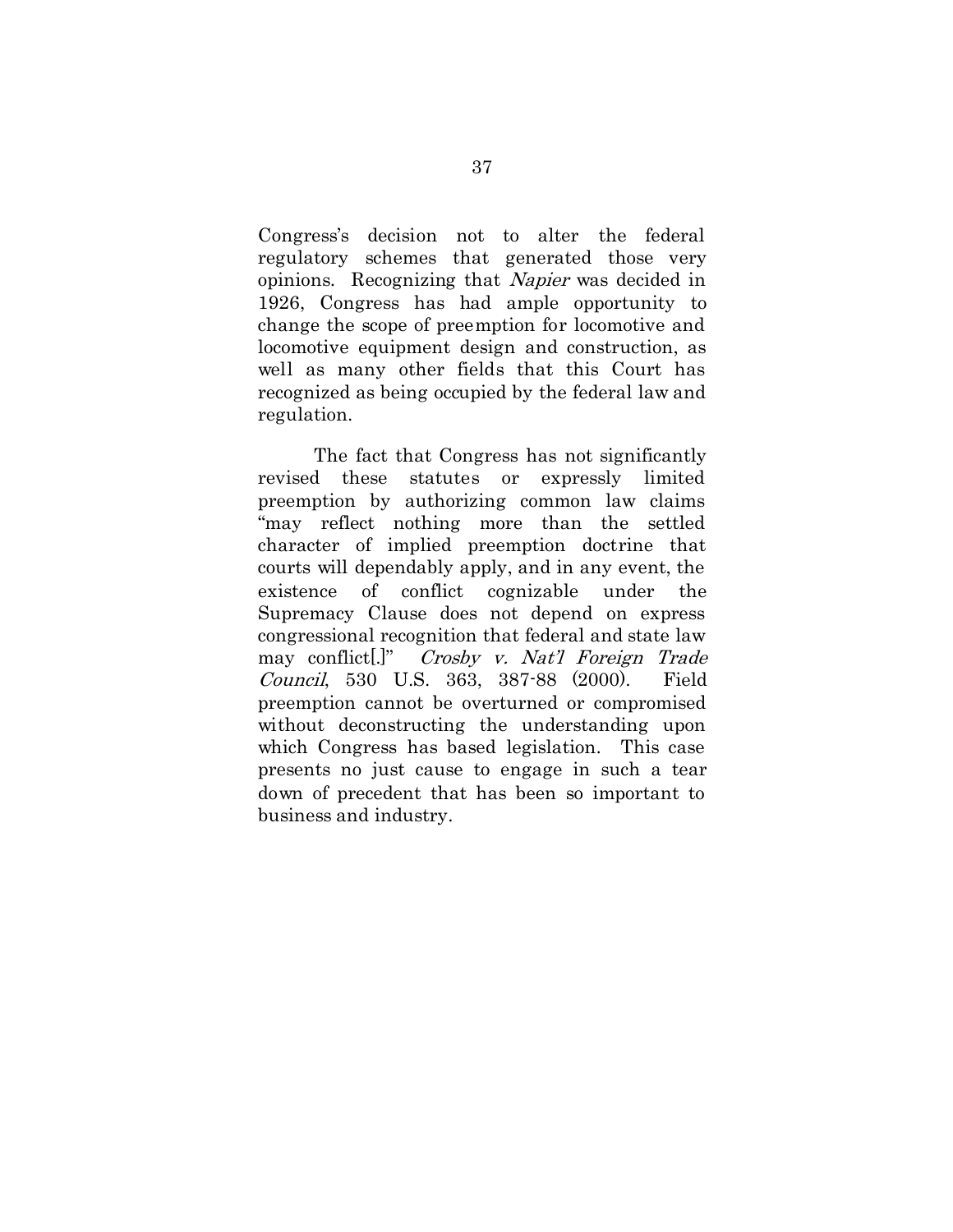Congress's decision not to alter the federal regulatory schemes that generated those very opinions. Recognizing that *Napier* was decided in 1926, Congress has had ample opportunity to change the scope of preemption for locomotive and locomotive equipment design and construction, as well as many other fields that this Court has recognized as being occupied by the federal law and regulation.

The fact that Congress has not significantly revised these statutes or expressly limited preemption by authorizing common law claims "may reflect nothing more than the settled character of implied preemption doctrine that courts will dependably apply, and in any event, the existence of conflict cognizable under the Supremacy Clause does not depend on express congressional recognition that federal and state law may conflict[.]" *Crosby v. Nat'l Foreign Trade Council*, 530 U.S. 363, 387-88 (2000). Field preemption cannot be overturned or compromised without deconstructing the understanding upon which Congress has based legislation. This case presents no just cause to engage in such a tear down of precedent that has been so important to business and industry.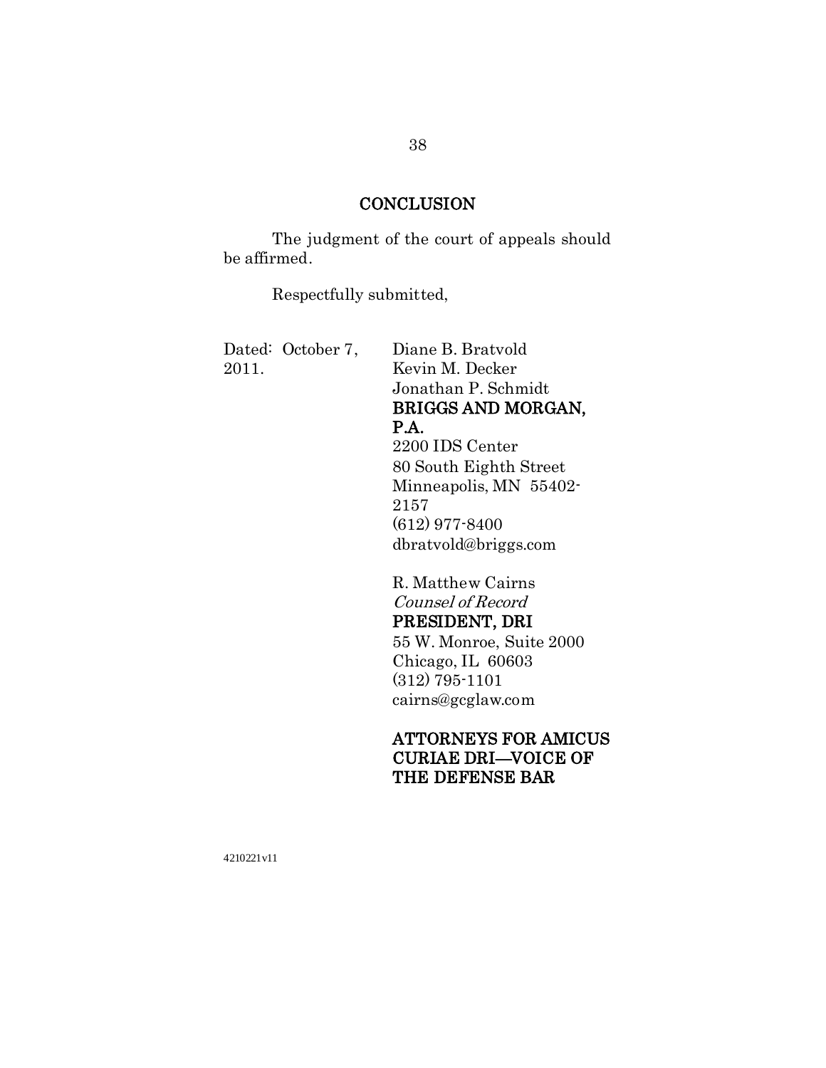## CONCLUSION

The judgment of the court of appeals should be affirmed.

Respectfully submitted,

Dated: October 7, 2011.

Diane B. Bratvold
Kevin M. Decker
Jonathan P. Schmidt
**BRIGGS AND MORGAN, P.A.**
2200 IDS Center
80 South Eighth Street
Minneapolis, MN 55402-2157
(612) 977-8400
dbratvold@briggs.com

R. Matthew Cairns
*Counsel of Record*
**PRESIDENT, DRI**
55 W. Monroe, Suite 2000
Chicago, IL 60603
(312) 795-1101
cairns@gcglaw.com

**ATTORNEYS FOR AMICUS CURIAE DRI—VOICE OF THE DEFENSE BAR**

4210221v11